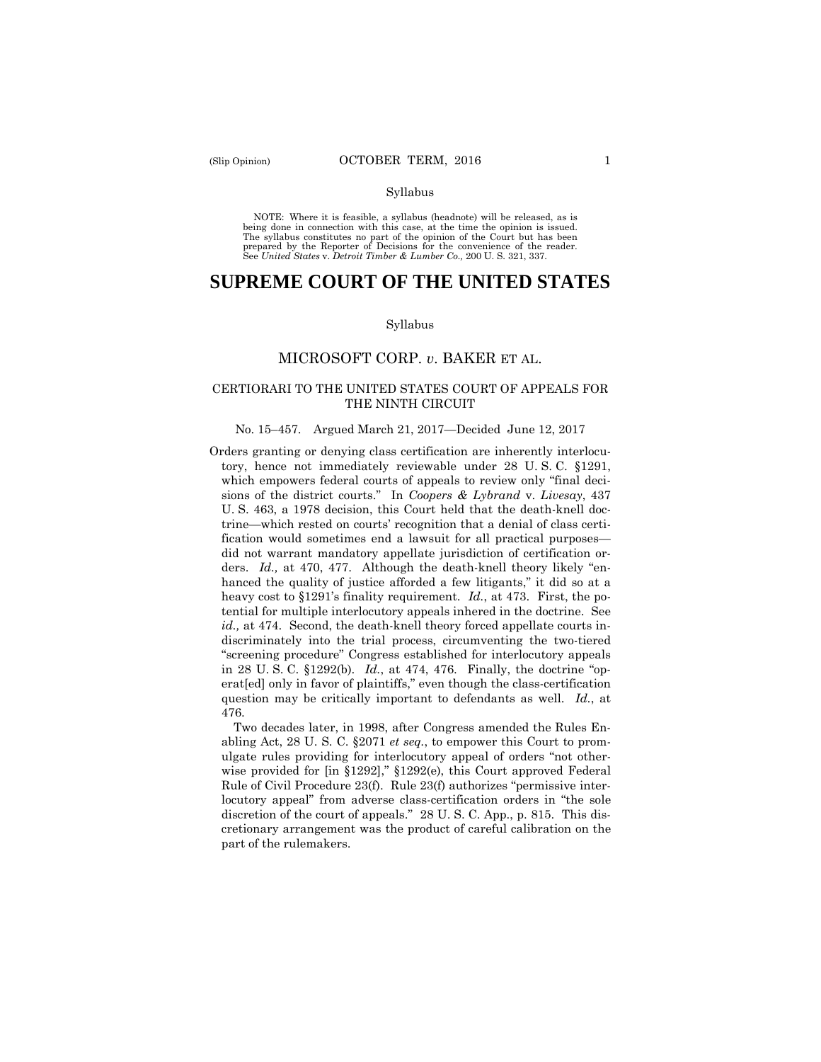Syllabus

NOTE: Where it is feasible, a syllabus (headnote) will be released, as is being done in connection with this case, at the time the opinion is issued. The syllabus constitutes no part of the opinion of the Court but has been prepared by the Reporter of Decisions for the convenience of the reader. See *United States* v. *Detroit Timber & Lumber Co.,* 200 U. S. 321, 337.

# SUPREME COURT OF THE UNITED STATES

Syllabus

## MICROSOFT CORP. *v*. BAKER ET AL.

### CERTIORARI TO THE UNITED STATES COURT OF APPEALS FOR THE NINTH CIRCUIT

No. 15–457. Argued March 21, 2017—Decided June 12, 2017

Orders granting or denying class certification are inherently interlocutory, hence not immediately reviewable under 28 U. S. C. §1291, which empowers federal courts of appeals to review only "final decisions of the district courts." In *Coopers & Lybrand* v. *Livesay*, 437 U. S. 463, a 1978 decision, this Court held that the death-knell doctrine—which rested on courts' recognition that a denial of class certification would sometimes end a lawsuit for all practical purposes—did not warrant mandatory appellate jurisdiction of certification orders. *Id.,* at 470, 477. Although the death-knell theory likely "enhanced the quality of justice afforded a few litigants," it did so at a heavy cost to §1291's finality requirement. *Id.*, at 473. First, the potential for multiple interlocutory appeals inhered in the doctrine. See *id.,* at 474. Second, the death-knell theory forced appellate courts indiscriminately into the trial process, circumventing the two-tiered "screening procedure" Congress established for interlocutory appeals in 28 U. S. C. §1292(b). *Id.*, at 474, 476. Finally, the doctrine "operat[ed] only in favor of plaintiffs," even though the class-certification question may be critically important to defendants as well. *Id.*, at 476.

Two decades later, in 1998, after Congress amended the Rules Enabling Act, 28 U. S. C. §2071 *et seq.*, to empower this Court to promulgate rules providing for interlocutory appeal of orders "not otherwise provided for [in §1292]," §1292(e), this Court approved Federal Rule of Civil Procedure 23(f). Rule 23(f) authorizes "permissive interlocutory appeal" from adverse class-certification orders in "the sole discretion of the court of appeals." 28 U. S. C. App., p. 815. This discretionary arrangement was the product of careful calibration on the part of the rulemakers.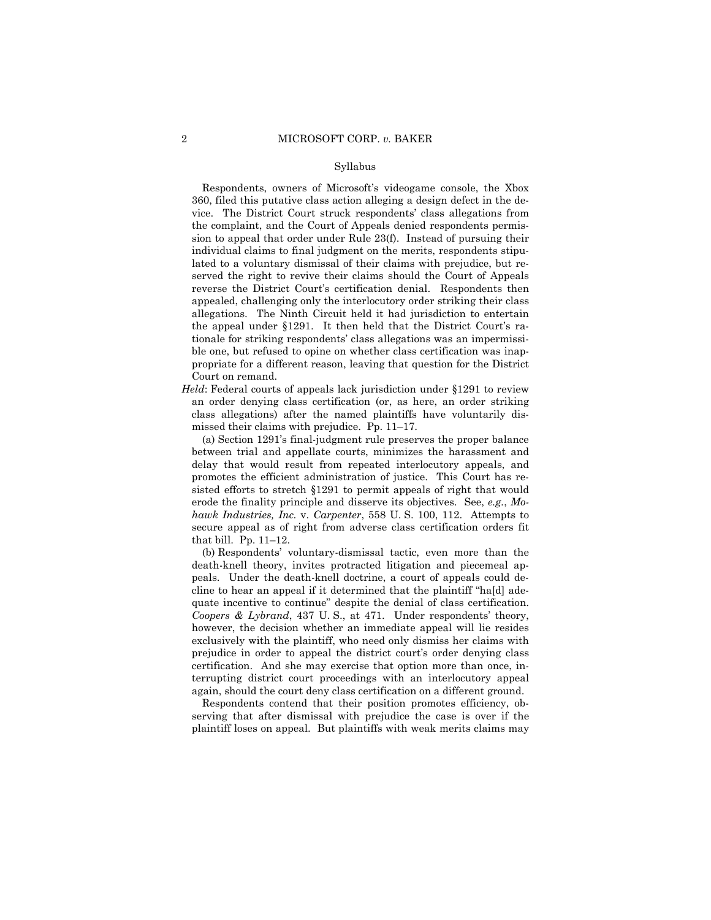Syllabus

Respondents, owners of Microsoft's videogame console, the Xbox 360, filed this putative class action alleging a design defect in the device. The District Court struck respondents' class allegations from the complaint, and the Court of Appeals denied respondents permission to appeal that order under Rule 23(f). Instead of pursuing their individual claims to final judgment on the merits, respondents stipulated to a voluntary dismissal of their claims with prejudice, but reserved the right to revive their claims should the Court of Appeals reverse the District Court's certification denial. Respondents then appealed, challenging only the interlocutory order striking their class allegations. The Ninth Circuit held it had jurisdiction to entertain the appeal under §1291. It then held that the District Court's rationale for striking respondents' class allegations was an impermissible one, but refused to opine on whether class certification was inappropriate for a different reason, leaving that question for the District Court on remand.

*Held*: Federal courts of appeals lack jurisdiction under §1291 to review an order denying class certification (or, as here, an order striking class allegations) after the named plaintiffs have voluntarily dismissed their claims with prejudice. Pp. 11–17.

(a) Section 1291's final-judgment rule preserves the proper balance between trial and appellate courts, minimizes the harassment and delay that would result from repeated interlocutory appeals, and promotes the efficient administration of justice. This Court has resisted efforts to stretch §1291 to permit appeals of right that would erode the finality principle and disserve its objectives. See, *e.g.*, *Mohawk Industries, Inc.* v. *Carpenter*, 558 U. S. 100, 112. Attempts to secure appeal as of right from adverse class certification orders fit that bill. Pp. 11–12.

(b) Respondents' voluntary-dismissal tactic, even more than the death-knell theory, invites protracted litigation and piecemeal appeals. Under the death-knell doctrine, a court of appeals could decline to hear an appeal if it determined that the plaintiff "ha[d] adequate incentive to continue" despite the denial of class certification. *Coopers & Lybrand*, 437 U. S., at 471. Under respondents' theory, however, the decision whether an immediate appeal will lie resides exclusively with the plaintiff, who need only dismiss her claims with prejudice in order to appeal the district court's order denying class certification. And she may exercise that option more than once, interrupting district court proceedings with an interlocutory appeal again, should the court deny class certification on a different ground.

Respondents contend that their position promotes efficiency, observing that after dismissal with prejudice the case is over if the plaintiff loses on appeal. But plaintiffs with weak merits claims may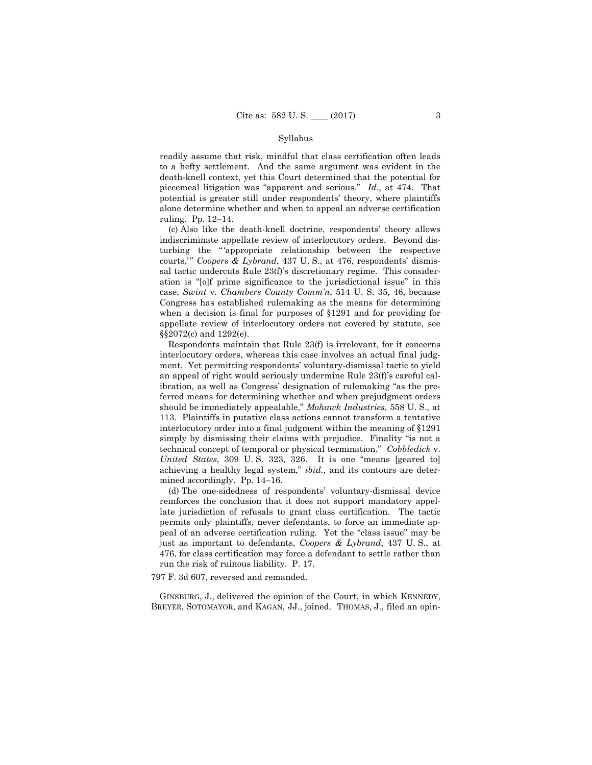readily assume that risk, mindful that class certification often leads to a hefty settlement. And the same argument was evident in the death-knell context, yet this Court determined that the potential for piecemeal litigation was "apparent and serious." *Id*., at 474. That potential is greater still under respondents' theory, where plaintiffs alone determine whether and when to appeal an adverse certification ruling. Pp. 12–14.

(c) Also like the death-knell doctrine, respondents' theory allows indiscriminate appellate review of interlocutory orders. Beyond disturbing the "'appropriate relationship between the respective courts,'" *Coopers & Lybrand*, 437 U. S., at 476, respondents' dismissal tactic undercuts Rule 23(f)'s discretionary regime. This consideration is "[o]f prime significance to the jurisdictional issue" in this case, *Swint* v. *Chambers County Comm'n*, 514 U. S. 35, 46, because Congress has established rulemaking as the means for determining when a decision is final for purposes of §1291 and for providing for appellate review of interlocutory orders not covered by statute, see §§2072(c) and 1292(e).

Respondents maintain that Rule 23(f) is irrelevant, for it concerns interlocutory orders, whereas this case involves an actual final judgment. Yet permitting respondents' voluntary-dismissal tactic to yield an appeal of right would seriously undermine Rule 23(f)'s careful calibration, as well as Congress' designation of rulemaking "as the preferred means for determining whether and when prejudgment orders should be immediately appealable," *Mohawk Industries*, 558 U. S., at 113. Plaintiffs in putative class actions cannot transform a tentative interlocutory order into a final judgment within the meaning of §1291 simply by dismissing their claims with prejudice. Finality "is not a technical concept of temporal or physical termination." *Cobbledick* v. *United States*, 309 U. S. 323, 326. It is one "means [geared to] achieving a healthy legal system," *ibid*., and its contours are determined accordingly. Pp. 14–16.

(d) The one-sidedness of respondents' voluntary-dismissal device reinforces the conclusion that it does not support mandatory appellate jurisdiction of refusals to grant class certification. The tactic permits only plaintiffs, never defendants, to force an immediate appeal of an adverse certification ruling. Yet the "class issue" may be just as important to defendants, *Coopers & Lybrand*, 437 U. S., at 476, for class certification may force a defendant to settle rather than run the risk of ruinous liability. P. 17.

797 F. 3d 607, reversed and remanded.

GINSBURG, J., delivered the opinion of the Court, in which KENNEDY, BREYER, SOTOMAYOR, and KAGAN, JJ., joined. THOMAS, J., filed an opin-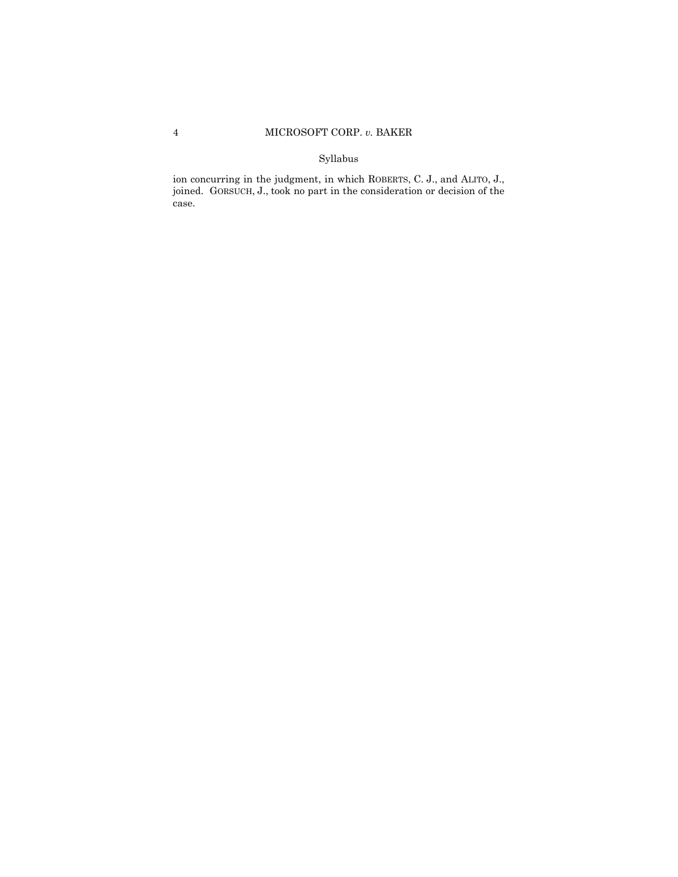ion concurring in the judgment, in which ROBERTS, C. J., and ALITO, J., joined. GORSUCH, J., took no part in the consideration or decision of the case.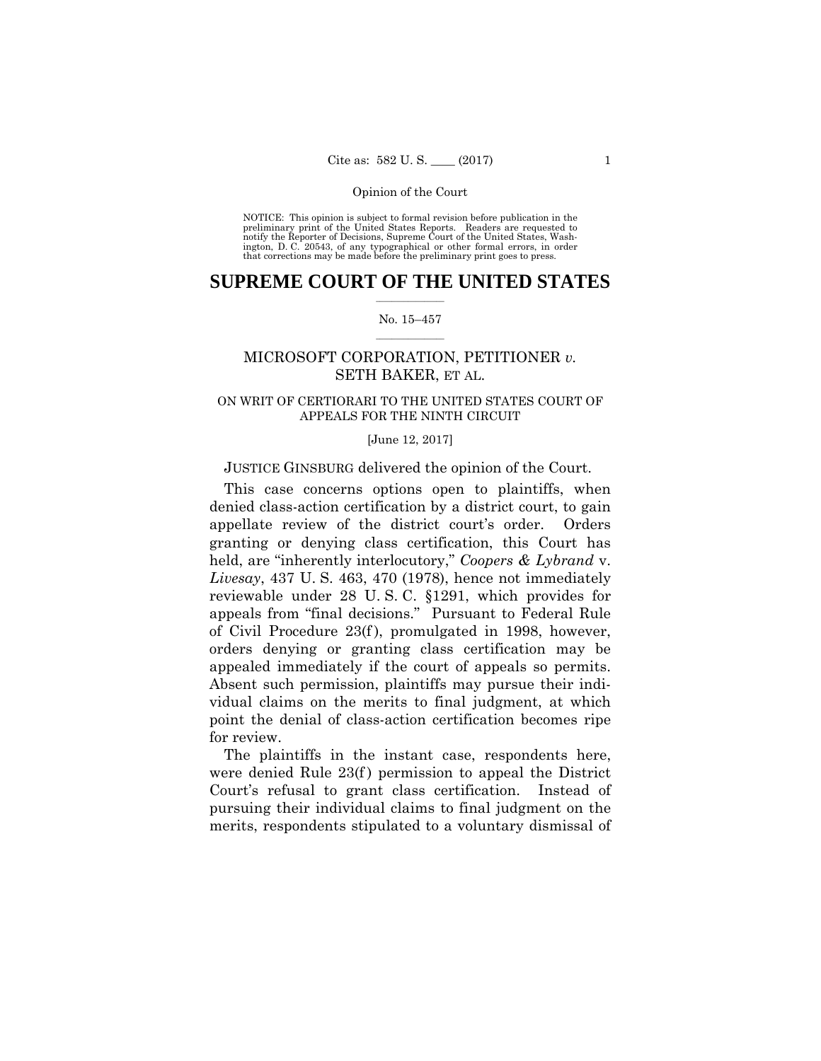NOTICE: This opinion is subject to formal revision before publication in the preliminary print of the United States Reports. Readers are requested to notify the Reporter of Decisions, Supreme Court of the United States, Washington, D. C. 20543, of any typographical or other formal errors, in order that corrections may be made before the preliminary print goes to press.

# SUPREME COURT OF THE UNITED STATES

No. 15–457

## MICROSOFT CORPORATION, PETITIONER *v.* SETH BAKER, ET AL.

ON WRIT OF CERTIORARI TO THE UNITED STATES COURT OF APPEALS FOR THE NINTH CIRCUIT

[June 12, 2017]

JUSTICE GINSBURG delivered the opinion of the Court.

This case concerns options open to plaintiffs, when denied class-action certification by a district court, to gain appellate review of the district court's order. Orders granting or denying class certification, this Court has held, are "inherently interlocutory," *Coopers & Lybrand* v. *Livesay*, 437 U. S. 463, 470 (1978), hence not immediately reviewable under 28 U. S. C. §1291, which provides for appeals from "final decisions." Pursuant to Federal Rule of Civil Procedure 23(f), promulgated in 1998, however, orders denying or granting class certification may be appealed immediately if the court of appeals so permits. Absent such permission, plaintiffs may pursue their individual claims on the merits to final judgment, at which point the denial of class-action certification becomes ripe for review.

The plaintiffs in the instant case, respondents here, were denied Rule 23(f) permission to appeal the District Court's refusal to grant class certification. Instead of pursuing their individual claims to final judgment on the merits, respondents stipulated to a voluntary dismissal of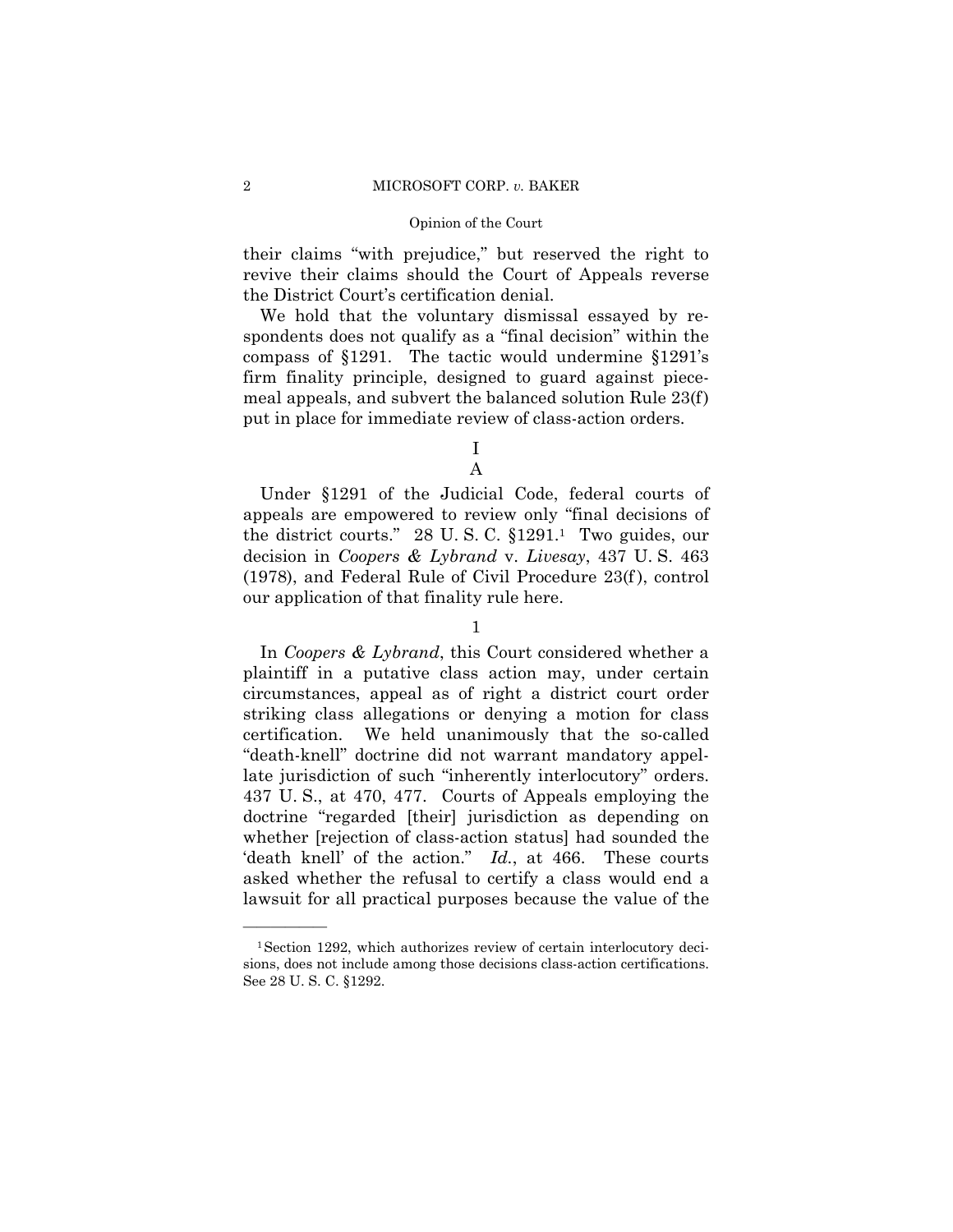their claims "with prejudice," but reserved the right to revive their claims should the Court of Appeals reverse the District Court's certification denial.

We hold that the voluntary dismissal essayed by respondents does not qualify as a "final decision" within the compass of §1291. The tactic would undermine §1291's firm finality principle, designed to guard against piecemeal appeals, and subvert the balanced solution Rule 23(f) put in place for immediate review of class-action orders.

# I

## A

Under §1291 of the Judicial Code, federal courts of appeals are empowered to review only "final decisions of the district courts." 28 U. S. C. §1291.[1] Two guides, our decision in *Coopers & Lybrand* v. *Livesay*, 437 U. S. 463 (1978), and Federal Rule of Civil Procedure 23(f), control our application of that finality rule here.

### 1

In *Coopers & Lybrand*, this Court considered whether a plaintiff in a putative class action may, under certain circumstances, appeal as of right a district court order striking class allegations or denying a motion for class certification. We held unanimously that the so-called "death-knell" doctrine did not warrant mandatory appellate jurisdiction of such "inherently interlocutory" orders. 437 U. S., at 470, 477. Courts of Appeals employing the doctrine "regarded [their] jurisdiction as depending on whether [rejection of class-action status] had sounded the 'death knell' of the action." *Id.*, at 466. These courts asked whether the refusal to certify a class would end a lawsuit for all practical purposes because the value of the

---

[1] Section 1292, which authorizes review of certain interlocutory decisions, does not include among those decisions class-action certifications. See 28 U. S. C. §1292.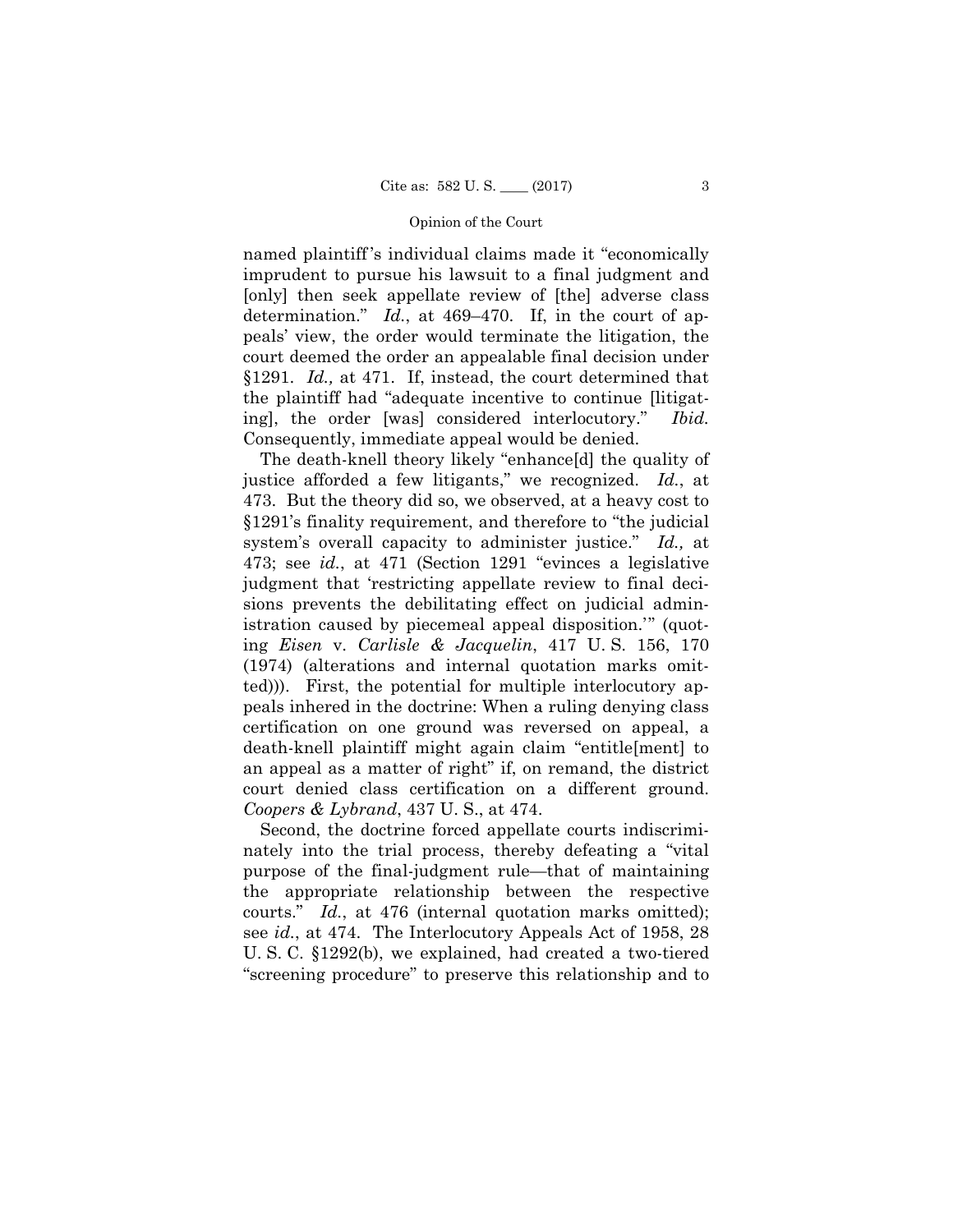named plaintiff's individual claims made it "economically imprudent to pursue his lawsuit to a final judgment and [only] then seek appellate review of [the] adverse class determination." *Id.*, at 469–470. If, in the court of appeals' view, the order would terminate the litigation, the court deemed the order an appealable final decision under §1291. *Id.,* at 471. If, instead, the court determined that the plaintiff had "adequate incentive to continue [litigating], the order [was] considered interlocutory." *Ibid.* Consequently, immediate appeal would be denied.

The death-knell theory likely "enhance[d] the quality of justice afforded a few litigants," we recognized. *Id.*, at 473. But the theory did so, we observed, at a heavy cost to §1291's finality requirement, and therefore to "the judicial system's overall capacity to administer justice." *Id.,* at 473; see *id.*, at 471 (Section 1291 "evinces a legislative judgment that 'restricting appellate review to final decisions prevents the debilitating effect on judicial administration caused by piecemeal appeal disposition.'" (quoting *Eisen* v. *Carlisle & Jacquelin*, 417 U. S. 156, 170 (1974) (alterations and internal quotation marks omitted))). First, the potential for multiple interlocutory appeals inhered in the doctrine: When a ruling denying class certification on one ground was reversed on appeal, a death-knell plaintiff might again claim "entitle[ment] to an appeal as a matter of right" if, on remand, the district court denied class certification on a different ground. *Coopers & Lybrand*, 437 U. S., at 474.

Second, the doctrine forced appellate courts indiscriminately into the trial process, thereby defeating a "vital purpose of the final-judgment rule—that of maintaining the appropriate relationship between the respective courts." *Id.*, at 476 (internal quotation marks omitted); see *id.*, at 474. The Interlocutory Appeals Act of 1958, 28 U. S. C. §1292(b), we explained, had created a two-tiered "screening procedure" to preserve this relationship and to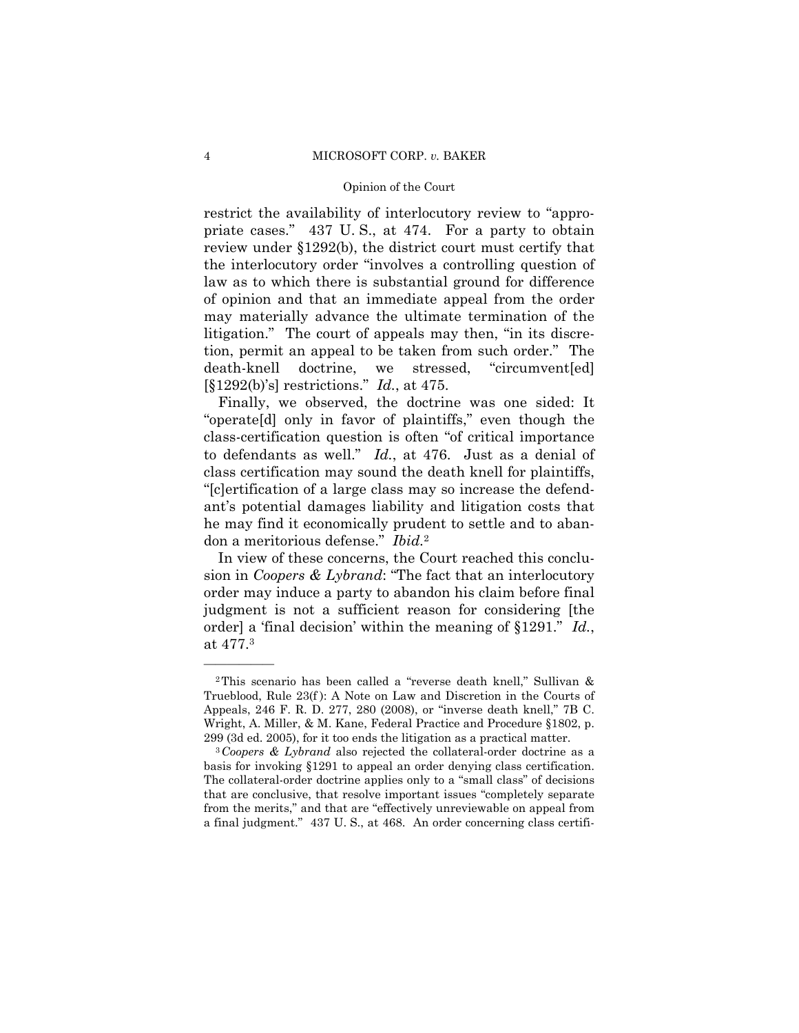restrict the availability of interlocutory review to "appropriate cases." 437 U. S., at 474. For a party to obtain review under §1292(b), the district court must certify that the interlocutory order "involves a controlling question of law as to which there is substantial ground for difference of opinion and that an immediate appeal from the order may materially advance the ultimate termination of the litigation." The court of appeals may then, "in its discretion, permit an appeal to be taken from such order." The death-knell doctrine, we stressed, "circumvent[ed] [§1292(b)'s] restrictions." *Id.*, at 475.

Finally, we observed, the doctrine was one sided: It "operate[d] only in favor of plaintiffs," even though the class-certification question is often "of critical importance to defendants as well." *Id.*, at 476. Just as a denial of class certification may sound the death knell for plaintiffs, "[c]ertification of a large class may so increase the defendant's potential damages liability and litigation costs that he may find it economically prudent to settle and to abandon a meritorious defense." *Ibid.*[2]

In view of these concerns, the Court reached this conclusion in *Coopers & Lybrand*: "The fact that an interlocutory order may induce a party to abandon his claim before final judgment is not a sufficient reason for considering [the order] a 'final decision' within the meaning of §1291." *Id.*, at 477.[3]

---

[2] This scenario has been called a "reverse death knell," Sullivan & Trueblood, Rule 23(f): A Note on Law and Discretion in the Courts of Appeals, 246 F. R. D. 277, 280 (2008), or "inverse death knell," 7B C. Wright, A. Miller, & M. Kane, Federal Practice and Procedure §1802, p. 299 (3d ed. 2005), for it too ends the litigation as a practical matter.

[3] *Coopers & Lybrand* also rejected the collateral-order doctrine as a basis for invoking §1291 to appeal an order denying class certification. The collateral-order doctrine applies only to a "small class" of decisions that are conclusive, that resolve important issues "completely separate from the merits," and that are "effectively unreviewable on appeal from a final judgment." 437 U. S., at 468. An order concerning class certifi-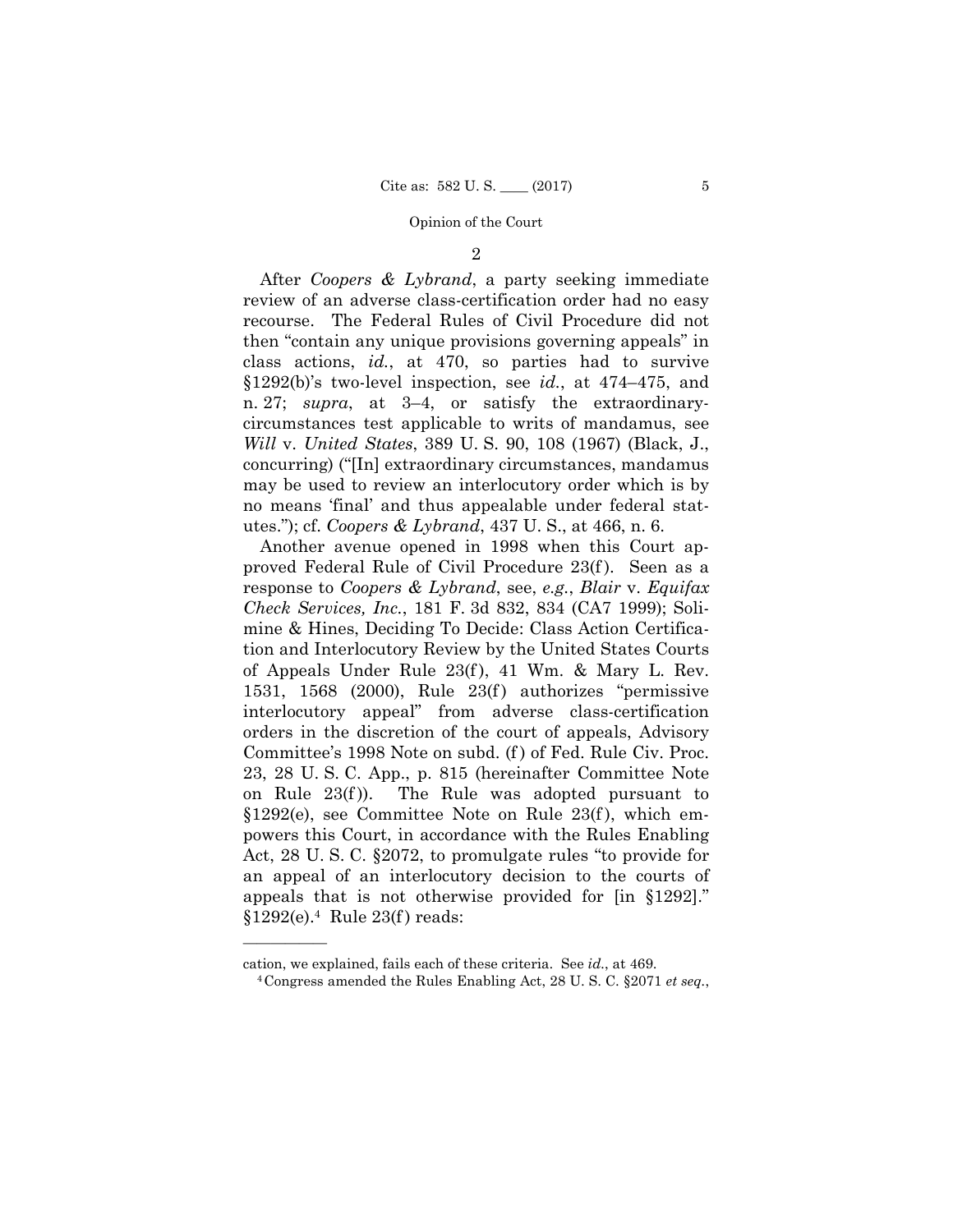2

After *Coopers & Lybrand*, a party seeking immediate review of an adverse class-certification order had no easy recourse. The Federal Rules of Civil Procedure did not then "contain any unique provisions governing appeals" in class actions, *id.*, at 470, so parties had to survive §1292(b)'s two-level inspection, see *id.*, at 474–475, and n. 27; *supra*, at 3–4, or satisfy the extraordinary-circumstances test applicable to writs of mandamus, see *Will* v. *United States*, 389 U. S. 90, 108 (1967) (Black, J., concurring) ("[In] extraordinary circumstances, mandamus may be used to review an interlocutory order which is by no means 'final' and thus appealable under federal statutes."); cf. *Coopers & Lybrand*, 437 U. S., at 466, n. 6.

Another avenue opened in 1998 when this Court approved Federal Rule of Civil Procedure 23(f). Seen as a response to *Coopers & Lybrand*, see, *e.g.*, *Blair* v. *Equifax Check Services, Inc.*, 181 F. 3d 832, 834 (CA7 1999); Solimine & Hines, Deciding To Decide: Class Action Certification and Interlocutory Review by the United States Courts of Appeals Under Rule 23(f), 41 Wm. & Mary L. Rev. 1531, 1568 (2000), Rule 23(f) authorizes "permissive interlocutory appeal" from adverse class-certification orders in the discretion of the court of appeals, Advisory Committee's 1998 Note on subd. (f) of Fed. Rule Civ. Proc. 23, 28 U. S. C. App., p. 815 (hereinafter Committee Note on Rule 23(f)). The Rule was adopted pursuant to §1292(e), see Committee Note on Rule 23(f), which empowers this Court, in accordance with the Rules Enabling Act, 28 U. S. C. §2072, to promulgate rules "to provide for an appeal of an interlocutory decision to the courts of appeals that is not otherwise provided for [in §1292]." §1292(e).[4] Rule 23(f) reads:

---

cation, we explained, fails each of these criteria. See *id.*, at 469.

[4] Congress amended the Rules Enabling Act, 28 U. S. C. §2071 *et seq.*,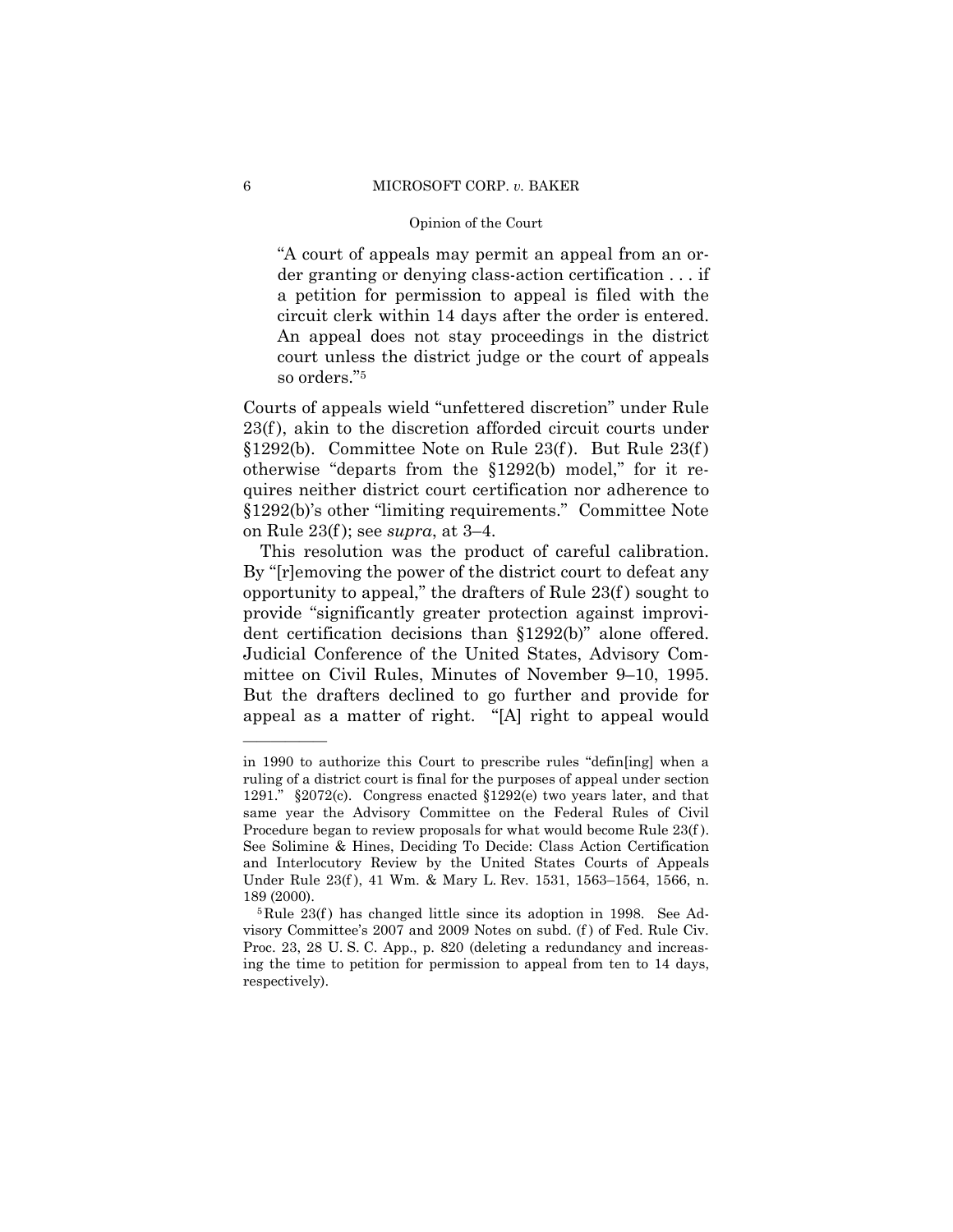"A court of appeals may permit an appeal from an order granting or denying class-action certification . . . if a petition for permission to appeal is filed with the circuit clerk within 14 days after the order is entered. An appeal does not stay proceedings in the district court unless the district judge or the court of appeals so orders."[5]

Courts of appeals wield "unfettered discretion" under Rule 23(f), akin to the discretion afforded circuit courts under §1292(b). Committee Note on Rule 23(f). But Rule 23(f) otherwise "departs from the §1292(b) model," for it requires neither district court certification nor adherence to §1292(b)'s other "limiting requirements." Committee Note on Rule 23(f); see *supra*, at 3–4.

This resolution was the product of careful calibration. By "[r]emoving the power of the district court to defeat any opportunity to appeal," the drafters of Rule 23(f) sought to provide "significantly greater protection against improvident certification decisions than §1292(b)" alone offered. Judicial Conference of the United States, Advisory Committee on Civil Rules, Minutes of November 9–10, 1995. But the drafters declined to go further and provide for appeal as a matter of right. "[A] right to appeal would

---

in 1990 to authorize this Court to prescribe rules "defin[ing] when a ruling of a district court is final for the purposes of appeal under section 1291." §2072(c). Congress enacted §1292(e) two years later, and that same year the Advisory Committee on the Federal Rules of Civil Procedure began to review proposals for what would become Rule 23(f). See Solimine & Hines, Deciding To Decide: Class Action Certification and Interlocutory Review by the United States Courts of Appeals Under Rule 23(f), 41 Wm. & Mary L. Rev. 1531, 1563–1564, 1566, n. 189 (2000).

[5] Rule 23(f) has changed little since its adoption in 1998. See Advisory Committee's 2007 and 2009 Notes on subd. (f) of Fed. Rule Civ. Proc. 23, 28 U. S. C. App., p. 820 (deleting a redundancy and increasing the time to petition for permission to appeal from ten to 14 days, respectively).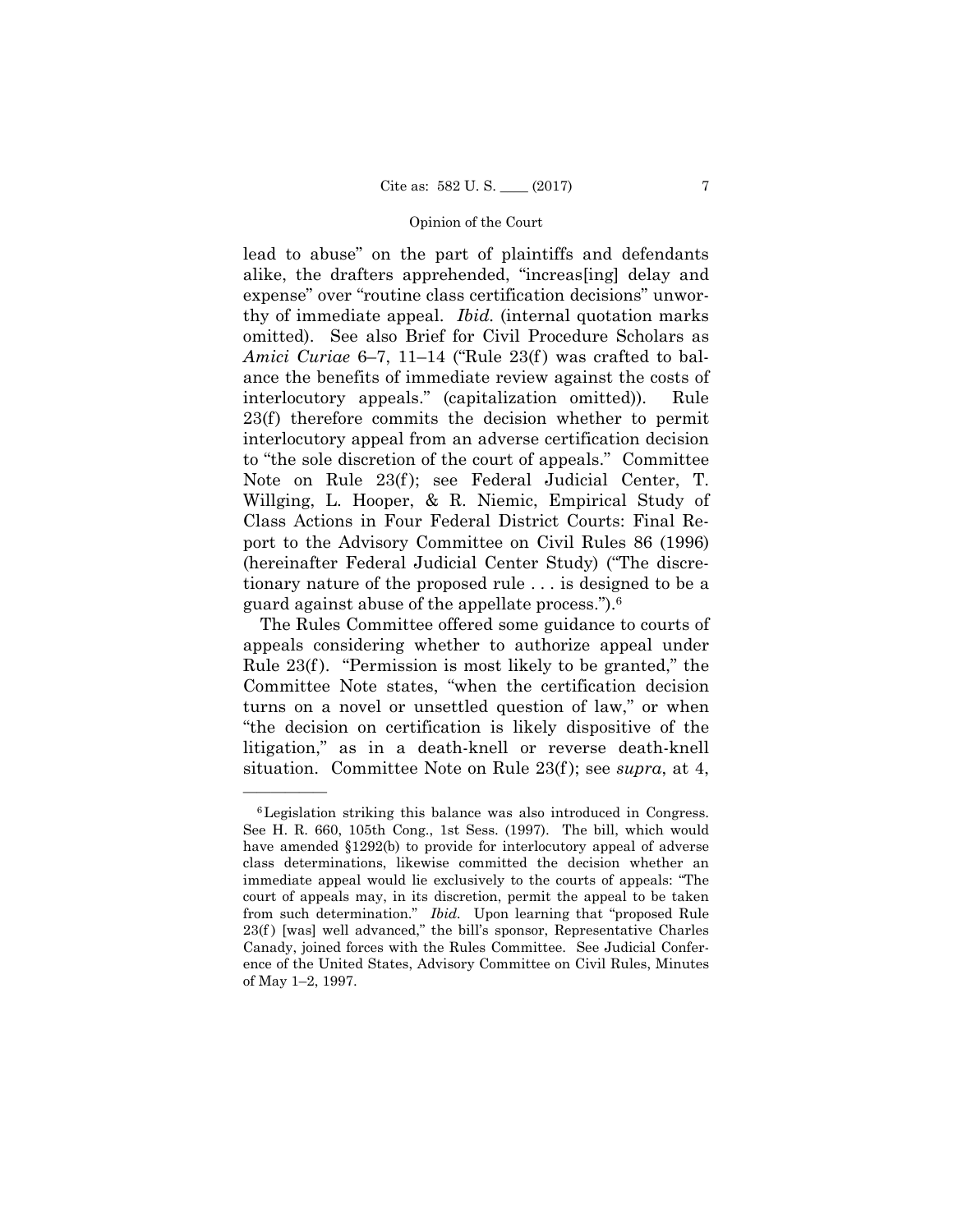lead to abuse" on the part of plaintiffs and defendants alike, the drafters apprehended, "increas[ing] delay and expense" over "routine class certification decisions" unworthy of immediate appeal. *Ibid.* (internal quotation marks omitted). See also Brief for Civil Procedure Scholars as *Amici Curiae* 6–7, 11–14 ("Rule 23(f) was crafted to balance the benefits of immediate review against the costs of interlocutory appeals." (capitalization omitted)). Rule 23(f) therefore commits the decision whether to permit interlocutory appeal from an adverse certification decision to "the sole discretion of the court of appeals." Committee Note on Rule 23(f); see Federal Judicial Center, T. Willging, L. Hooper, & R. Niemic, Empirical Study of Class Actions in Four Federal District Courts: Final Report to the Advisory Committee on Civil Rules 86 (1996) (hereinafter Federal Judicial Center Study) ("The discretionary nature of the proposed rule . . . is designed to be a guard against abuse of the appellate process.").[6]

The Rules Committee offered some guidance to courts of appeals considering whether to authorize appeal under Rule 23(f). "Permission is most likely to be granted," the Committee Note states, "when the certification decision turns on a novel or unsettled question of law," or when "the decision on certification is likely dispositive of the litigation," as in a death-knell or reverse death-knell situation. Committee Note on Rule 23(f); see *supra*, at 4,

---

[6] Legislation striking this balance was also introduced in Congress. See H. R. 660, 105th Cong., 1st Sess. (1997). The bill, which would have amended §1292(b) to provide for interlocutory appeal of adverse class determinations, likewise committed the decision whether an immediate appeal would lie exclusively to the courts of appeals: "The court of appeals may, in its discretion, permit the appeal to be taken from such determination." *Ibid.* Upon learning that "proposed Rule 23(f) [was] well advanced," the bill's sponsor, Representative Charles Canady, joined forces with the Rules Committee. See Judicial Conference of the United States, Advisory Committee on Civil Rules, Minutes of May 1–2, 1997.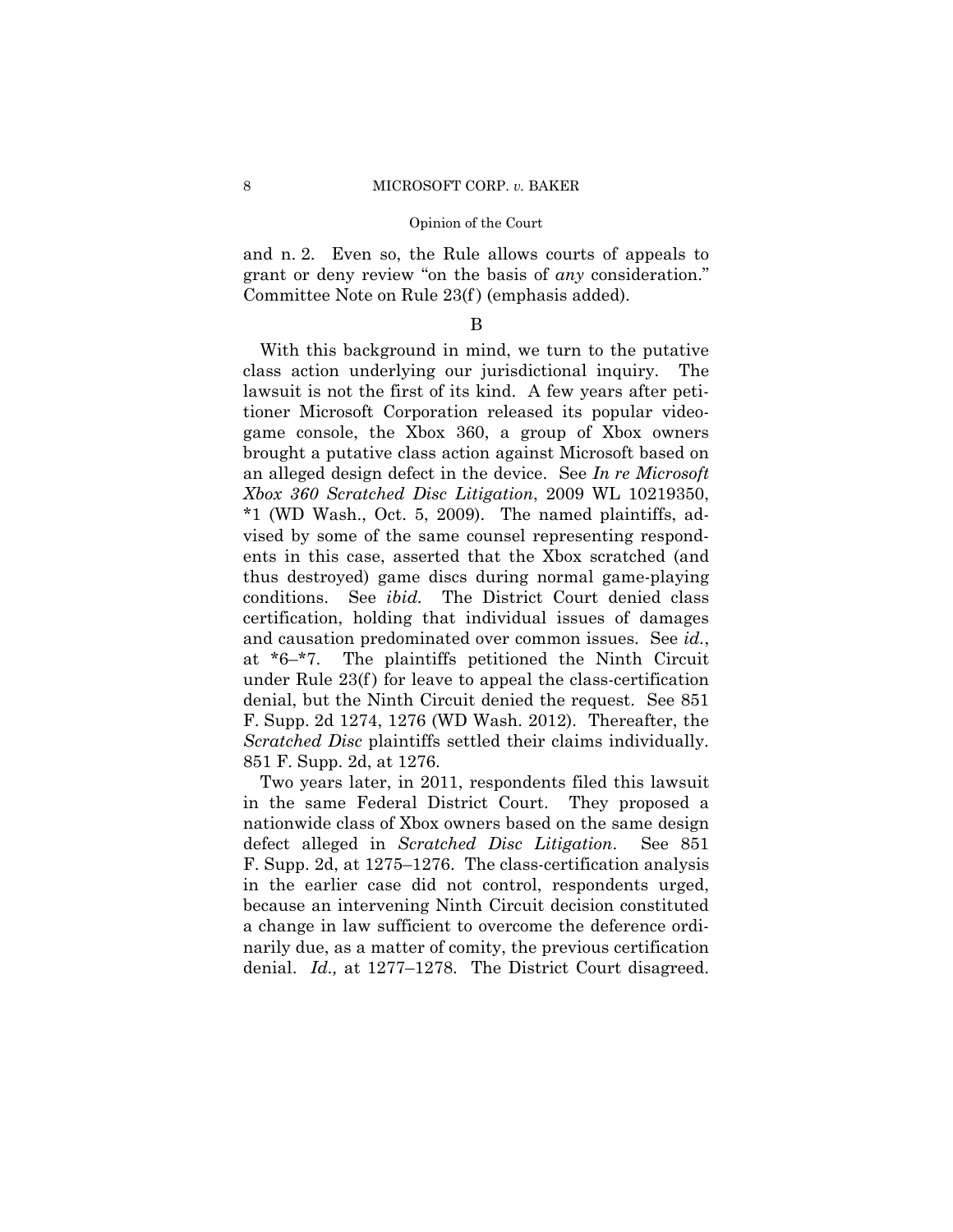and n. 2. Even so, the Rule allows courts of appeals to grant or deny review "on the basis of *any* consideration." Committee Note on Rule 23(f) (emphasis added).

B

With this background in mind, we turn to the putative class action underlying our jurisdictional inquiry. The lawsuit is not the first of its kind. A few years after petitioner Microsoft Corporation released its popular video-game console, the Xbox 360, a group of Xbox owners brought a putative class action against Microsoft based on an alleged design defect in the device. See *In re Microsoft Xbox 360 Scratched Disc Litigation*, 2009 WL 10219350, *1 (WD Wash., Oct. 5, 2009). The named plaintiffs, advised by some of the same counsel representing respondents in this case, asserted that the Xbox scratched (and thus destroyed) game discs during normal game-playing conditions. See *ibid.* The District Court denied class certification, holding that individual issues of damages and causation predominated over common issues. See *id.*, at *6–*7. The plaintiffs petitioned the Ninth Circuit under Rule 23(f) for leave to appeal the class-certification denial, but the Ninth Circuit denied the request. See 851 F. Supp. 2d 1274, 1276 (WD Wash. 2012). Thereafter, the *Scratched Disc* plaintiffs settled their claims individually. 851 F. Supp. 2d, at 1276.

Two years later, in 2011, respondents filed this lawsuit in the same Federal District Court. They proposed a nationwide class of Xbox owners based on the same design defect alleged in *Scratched Disc Litigation*. See 851 F. Supp. 2d, at 1275–1276. The class-certification analysis in the earlier case did not control, respondents urged, because an intervening Ninth Circuit decision constituted a change in law sufficient to overcome the deference ordinarily due, as a matter of comity, the previous certification denial. *Id.,* at 1277–1278. The District Court disagreed.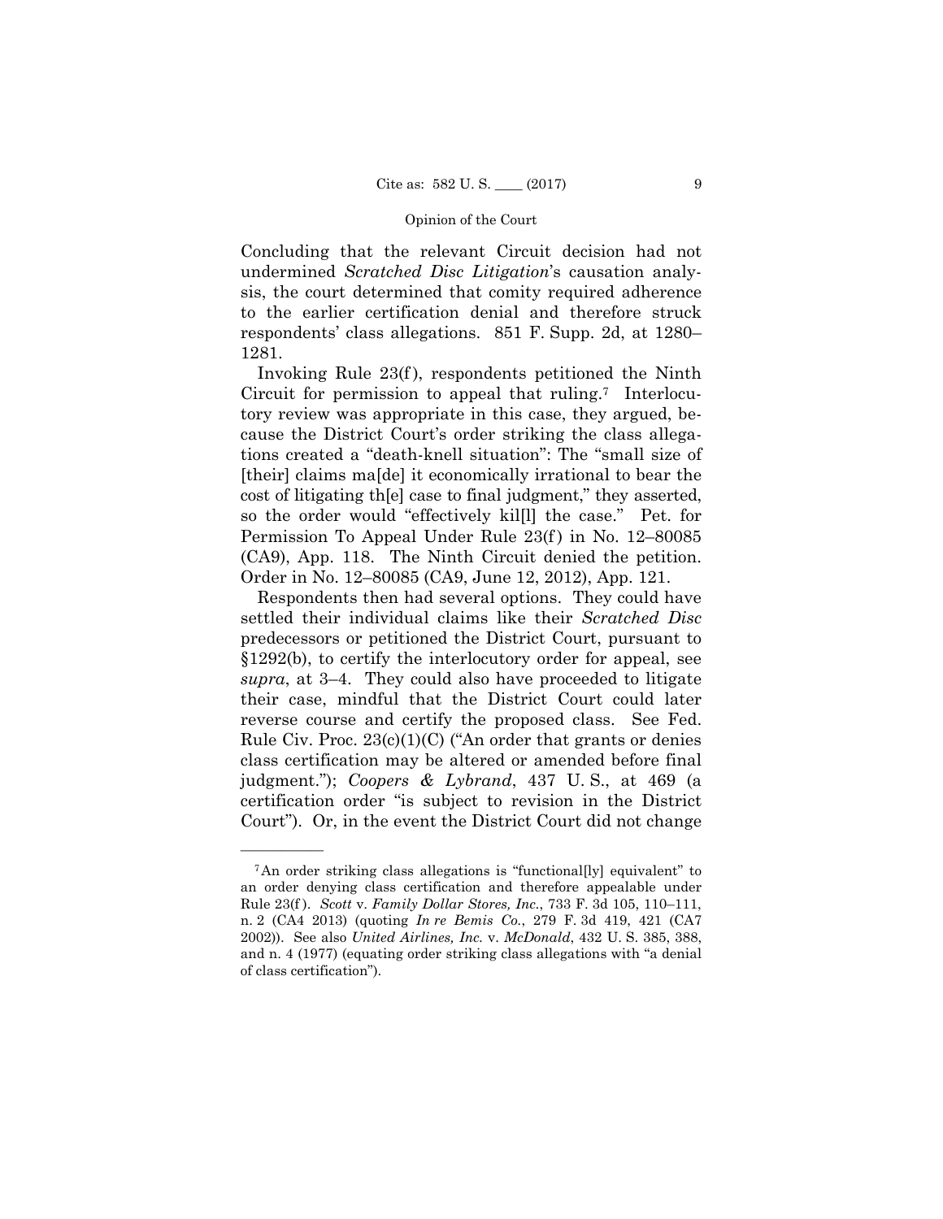Concluding that the relevant Circuit decision had not undermined *Scratched Disc Litigation*'s causation analysis, the court determined that comity required adherence to the earlier certification denial and therefore struck respondents' class allegations. 851 F. Supp. 2d, at 1280–1281.

Invoking Rule 23(f), respondents petitioned the Ninth Circuit for permission to appeal that ruling.[7] Interlocutory review was appropriate in this case, they argued, because the District Court's order striking the class allegations created a "death-knell situation": The "small size of [their] claims ma[de] it economically irrational to bear the cost of litigating th[e] case to final judgment," they asserted, so the order would "effectively kil[l] the case." Pet. for Permission To Appeal Under Rule 23(f) in No. 12–80085 (CA9), App. 118. The Ninth Circuit denied the petition. Order in No. 12–80085 (CA9, June 12, 2012), App. 121.

Respondents then had several options. They could have settled their individual claims like their *Scratched Disc* predecessors or petitioned the District Court, pursuant to §1292(b), to certify the interlocutory order for appeal, see *supra*, at 3–4. They could also have proceeded to litigate their case, mindful that the District Court could later reverse course and certify the proposed class. See Fed. Rule Civ. Proc. 23(c)(1)(C) ("An order that grants or denies class certification may be altered or amended before final judgment."); *Coopers & Lybrand*, 437 U. S., at 469 (a certification order "is subject to revision in the District Court"). Or, in the event the District Court did not change

---

[7] An order striking class allegations is "functional[ly] equivalent" to an order denying class certification and therefore appealable under Rule 23(f). *Scott* v. *Family Dollar Stores, Inc.*, 733 F. 3d 105, 110–111, n. 2 (CA4 2013) (quoting *In re Bemis Co.*, 279 F. 3d 419, 421 (CA7 2002)). See also *United Airlines, Inc.* v. *McDonald*, 432 U. S. 385, 388, and n. 4 (1977) (equating order striking class allegations with "a denial of class certification").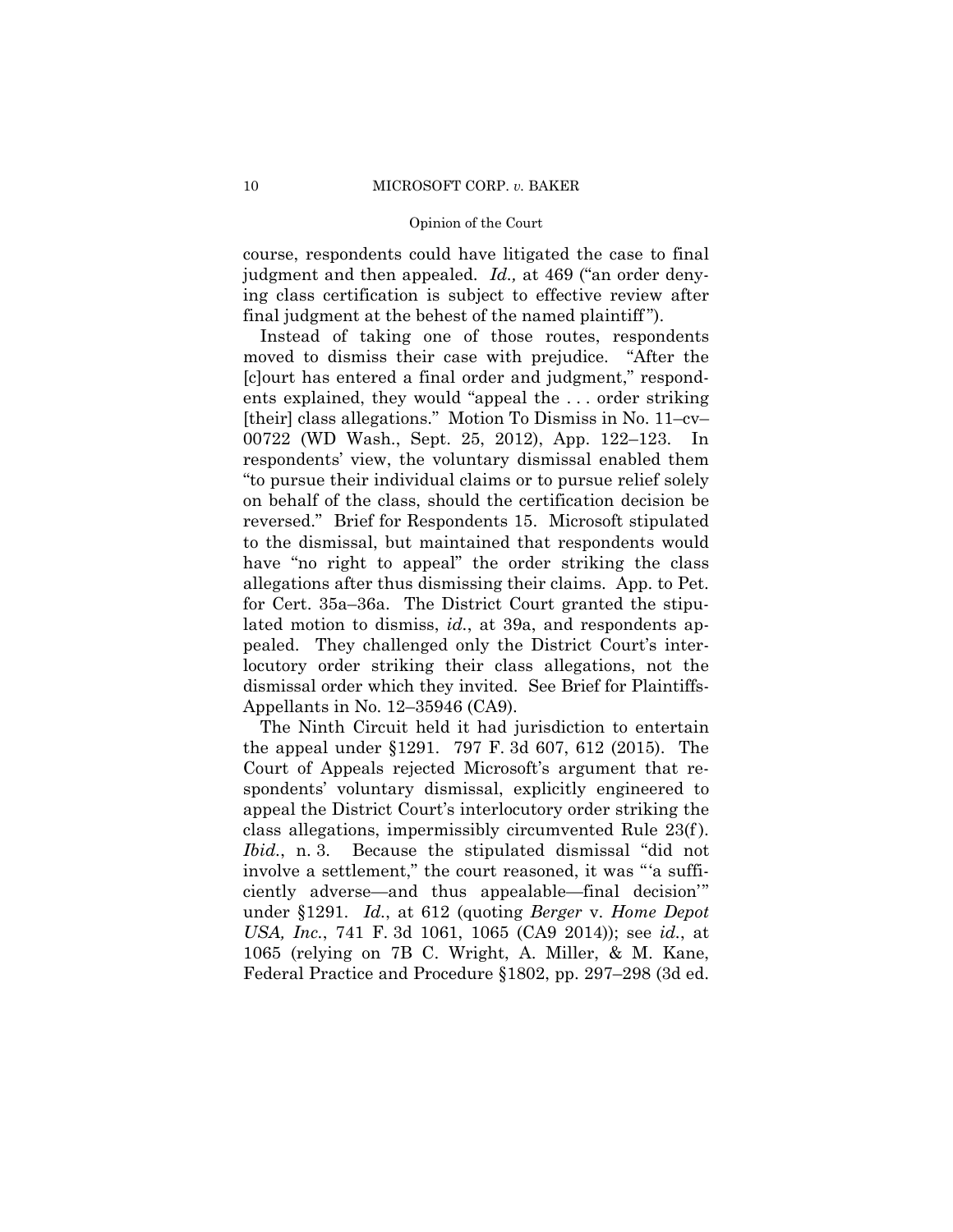course, respondents could have litigated the case to final judgment and then appealed. *Id.,* at 469 ("an order denying class certification is subject to effective review after final judgment at the behest of the named plaintiff").

Instead of taking one of those routes, respondents moved to dismiss their case with prejudice. "After the [c]ourt has entered a final order and judgment," respondents explained, they would "appeal the . . . order striking [their] class allegations." Motion To Dismiss in No. 11–cv–00722 (WD Wash., Sept. 25, 2012), App. 122–123. In respondents' view, the voluntary dismissal enabled them "to pursue their individual claims or to pursue relief solely on behalf of the class, should the certification decision be reversed." Brief for Respondents 15. Microsoft stipulated to the dismissal, but maintained that respondents would have "no right to appeal" the order striking the class allegations after thus dismissing their claims. App. to Pet. for Cert. 35a–36a. The District Court granted the stipulated motion to dismiss, *id.*, at 39a, and respondents appealed. They challenged only the District Court's interlocutory order striking their class allegations, not the dismissal order which they invited. See Brief for Plaintiffs-Appellants in No. 12–35946 (CA9).

The Ninth Circuit held it had jurisdiction to entertain the appeal under §1291. 797 F. 3d 607, 612 (2015). The Court of Appeals rejected Microsoft's argument that respondents' voluntary dismissal, explicitly engineered to appeal the District Court's interlocutory order striking the class allegations, impermissibly circumvented Rule 23(f). *Ibid.*, n. 3. Because the stipulated dismissal "did not involve a settlement," the court reasoned, it was "'a sufficiently adverse—and thus appealable—final decision'" under §1291. *Id.*, at 612 (quoting *Berger* v. *Home Depot USA, Inc.*, 741 F. 3d 1061, 1065 (CA9 2014)); see *id.*, at 1065 (relying on 7B C. Wright, A. Miller, & M. Kane, Federal Practice and Procedure §1802, pp. 297–298 (3d ed.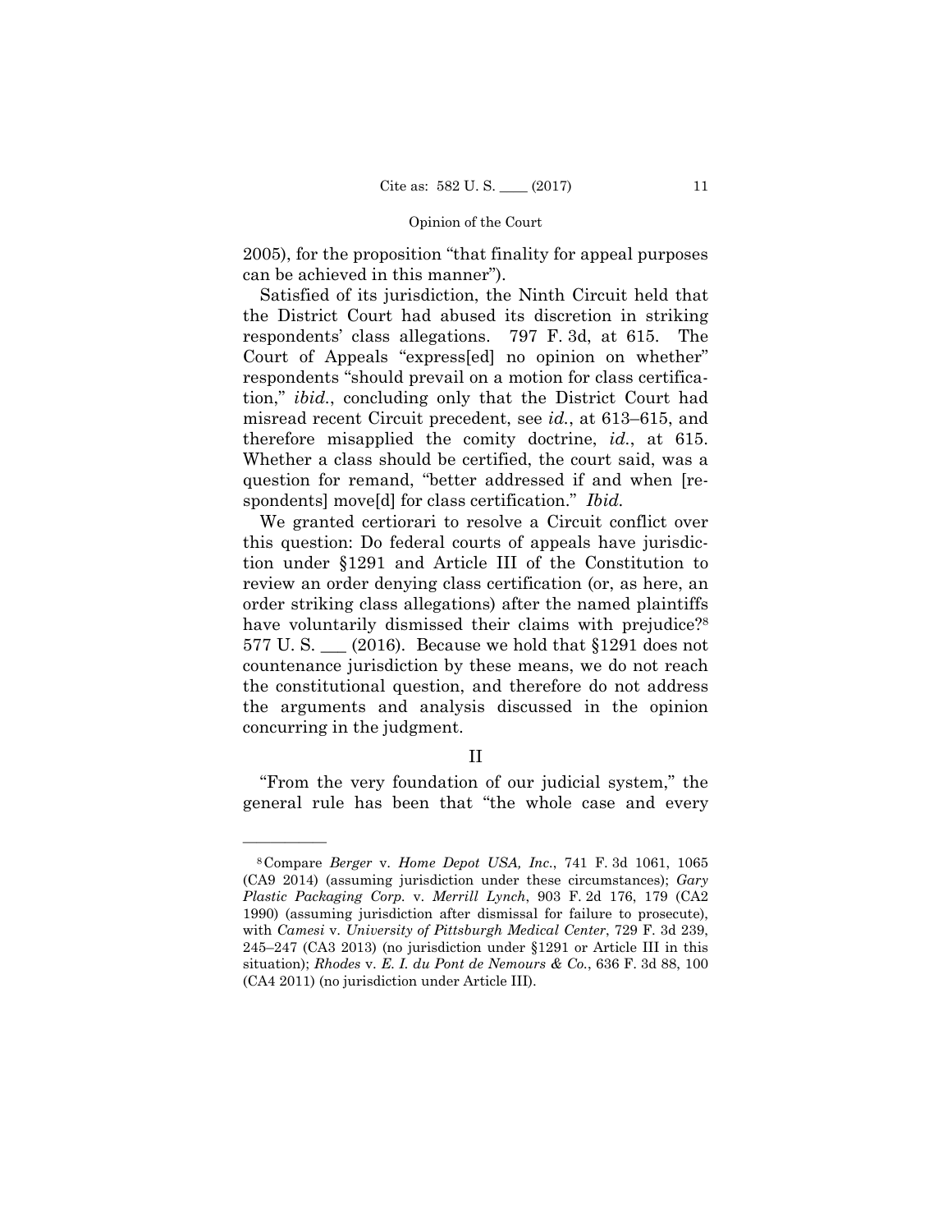2005), for the proposition "that finality for appeal purposes can be achieved in this manner").

Satisfied of its jurisdiction, the Ninth Circuit held that the District Court had abused its discretion in striking respondents' class allegations. 797 F. 3d, at 615. The Court of Appeals "express[ed] no opinion on whether" respondents "should prevail on a motion for class certification," *ibid.*, concluding only that the District Court had misread recent Circuit precedent, see *id.*, at 613–615, and therefore misapplied the comity doctrine, *id.*, at 615. Whether a class should be certified, the court said, was a question for remand, "better addressed if and when [respondents] move[d] for class certification." *Ibid.*

We granted certiorari to resolve a Circuit conflict over this question: Do federal courts of appeals have jurisdiction under §1291 and Article III of the Constitution to review an order denying class certification (or, as here, an order striking class allegations) after the named plaintiffs have voluntarily dismissed their claims with prejudice?[8] 577 U. S. ___ (2016). Because we hold that §1291 does not countenance jurisdiction by these means, we do not reach the constitutional question, and therefore do not address the arguments and analysis discussed in the opinion concurring in the judgment.

## II

"From the very foundation of our judicial system," the general rule has been that "the whole case and every

---

[8] Compare *Berger* v. *Home Depot USA, Inc.*, 741 F. 3d 1061, 1065 (CA9 2014) (assuming jurisdiction under these circumstances); *Gary Plastic Packaging Corp.* v. *Merrill Lynch*, 903 F. 2d 176, 179 (CA2 1990) (assuming jurisdiction after dismissal for failure to prosecute), with *Camesi* v. *University of Pittsburgh Medical Center*, 729 F. 3d 239, 245–247 (CA3 2013) (no jurisdiction under §1291 or Article III in this situation); *Rhodes* v. *E. I. du Pont de Nemours & Co.*, 636 F. 3d 88, 100 (CA4 2011) (no jurisdiction under Article III).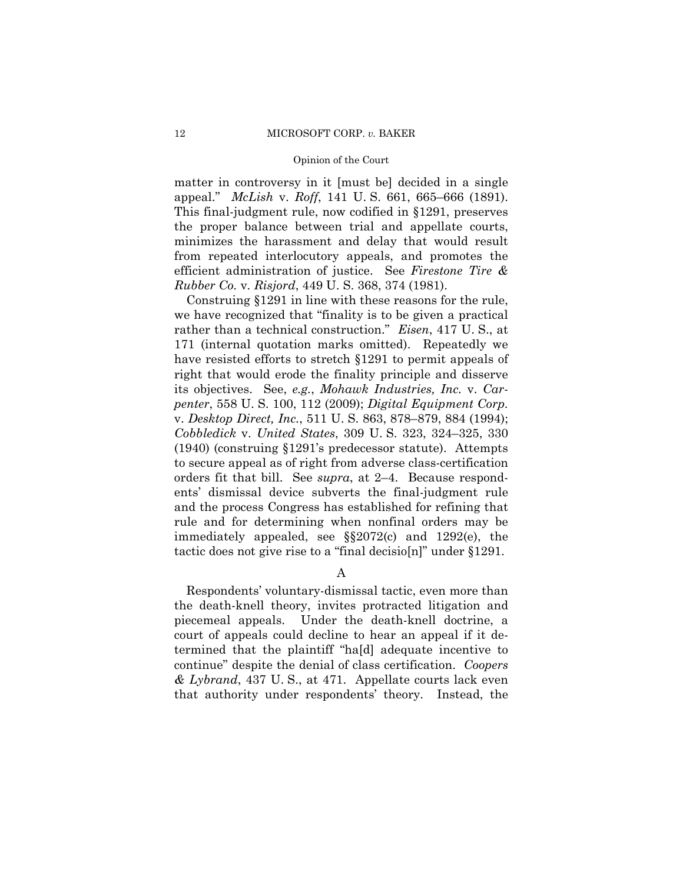matter in controversy in it [must be] decided in a single appeal." *McLish* v. *Roff*, 141 U. S. 661, 665–666 (1891). This final-judgment rule, now codified in §1291, preserves the proper balance between trial and appellate courts, minimizes the harassment and delay that would result from repeated interlocutory appeals, and promotes the efficient administration of justice. See *Firestone Tire & Rubber Co.* v. *Risjord*, 449 U. S. 368, 374 (1981).

Construing §1291 in line with these reasons for the rule, we have recognized that "finality is to be given a practical rather than a technical construction." *Eisen*, 417 U. S., at 171 (internal quotation marks omitted). Repeatedly we have resisted efforts to stretch §1291 to permit appeals of right that would erode the finality principle and disserve its objectives. See, *e.g.*, *Mohawk Industries, Inc.* v. *Carpenter*, 558 U. S. 100, 112 (2009); *Digital Equipment Corp.* v. *Desktop Direct, Inc.*, 511 U. S. 863, 878–879, 884 (1994); *Cobbledick* v. *United States*, 309 U. S. 323, 324–325, 330 (1940) (construing §1291's predecessor statute). Attempts to secure appeal as of right from adverse class-certification orders fit that bill. See *supra*, at 2–4. Because respondents' dismissal device subverts the final-judgment rule and the process Congress has established for refining that rule and for determining when nonfinal orders may be immediately appealed, see §§2072(c) and 1292(e), the tactic does not give rise to a "final decisio[n]" under §1291.

## A

Respondents' voluntary-dismissal tactic, even more than the death-knell theory, invites protracted litigation and piecemeal appeals. Under the death-knell doctrine, a court of appeals could decline to hear an appeal if it determined that the plaintiff "ha[d] adequate incentive to continue" despite the denial of class certification. *Coopers & Lybrand*, 437 U. S., at 471. Appellate courts lack even that authority under respondents' theory. Instead, the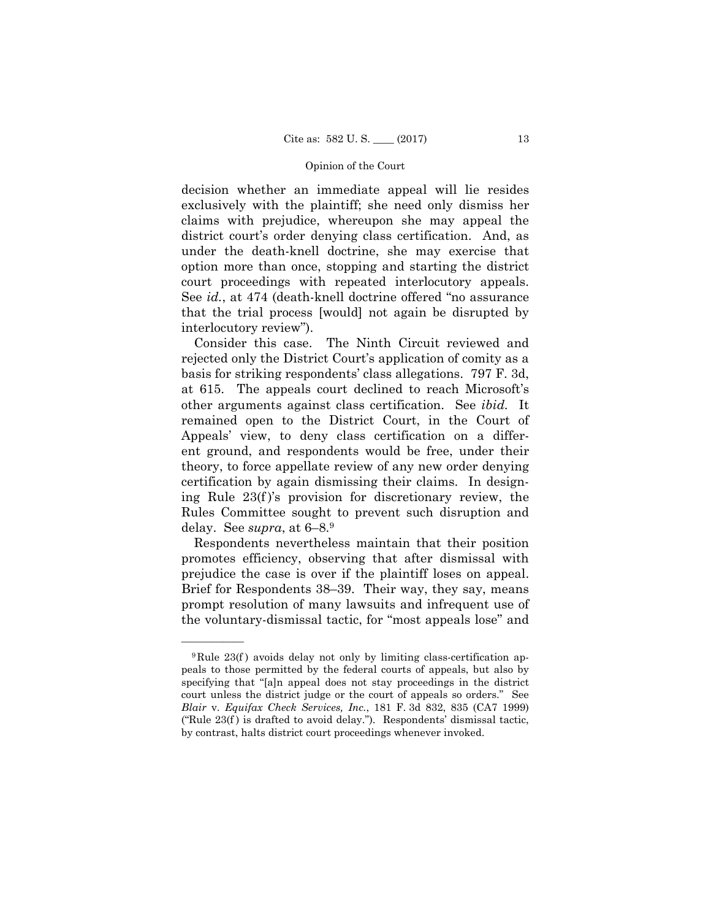decision whether an immediate appeal will lie resides exclusively with the plaintiff; she need only dismiss her claims with prejudice, whereupon she may appeal the district court's order denying class certification. And, as under the death-knell doctrine, she may exercise that option more than once, stopping and starting the district court proceedings with repeated interlocutory appeals. See *id.*, at 474 (death-knell doctrine offered "no assurance that the trial process [would] not again be disrupted by interlocutory review").

Consider this case. The Ninth Circuit reviewed and rejected only the District Court's application of comity as a basis for striking respondents' class allegations. 797 F. 3d, at 615. The appeals court declined to reach Microsoft's other arguments against class certification. See *ibid.* It remained open to the District Court, in the Court of Appeals' view, to deny class certification on a different ground, and respondents would be free, under their theory, to force appellate review of any new order denying certification by again dismissing their claims. In designing Rule 23(f)'s provision for discretionary review, the Rules Committee sought to prevent such disruption and delay. See *supra*, at 6–8.[9]

Respondents nevertheless maintain that their position promotes efficiency, observing that after dismissal with prejudice the case is over if the plaintiff loses on appeal. Brief for Respondents 38–39. Their way, they say, means prompt resolution of many lawsuits and infrequent use of the voluntary-dismissal tactic, for "most appeals lose" and

---

[9] Rule 23(f) avoids delay not only by limiting class-certification appeals to those permitted by the federal courts of appeals, but also by specifying that "[a]n appeal does not stay proceedings in the district court unless the district judge or the court of appeals so orders." See *Blair* v. *Equifax Check Services, Inc.*, 181 F. 3d 832, 835 (CA7 1999) ("Rule 23(f) is drafted to avoid delay."). Respondents' dismissal tactic, by contrast, halts district court proceedings whenever invoked.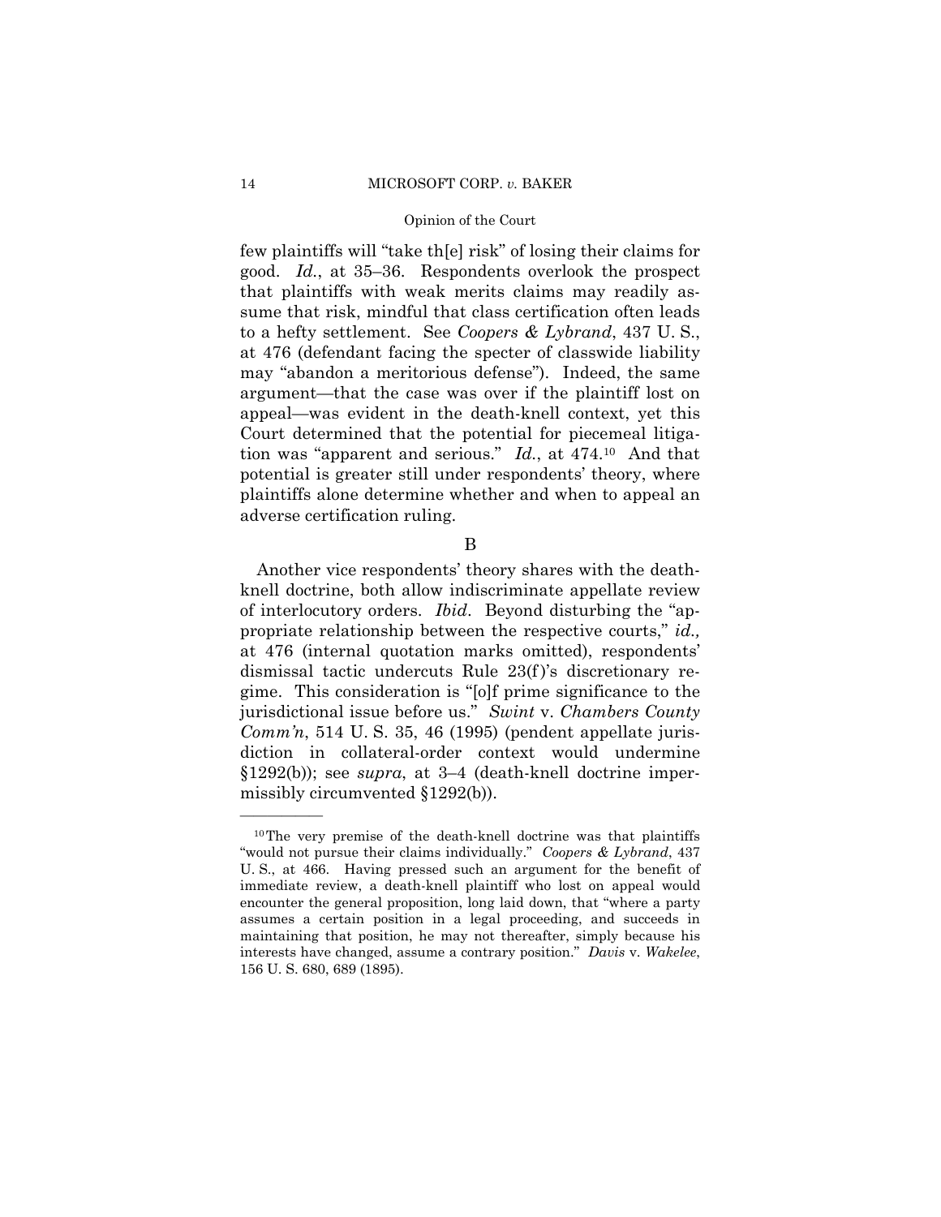few plaintiffs will "take th[e] risk" of losing their claims for good. *Id.*, at 35–36. Respondents overlook the prospect that plaintiffs with weak merits claims may readily assume that risk, mindful that class certification often leads to a hefty settlement. See *Coopers & Lybrand*, 437 U. S., at 476 (defendant facing the specter of classwide liability may "abandon a meritorious defense"). Indeed, the same argument—that the case was over if the plaintiff lost on appeal—was evident in the death-knell context, yet this Court determined that the potential for piecemeal litigation was "apparent and serious." *Id.*, at 474.[10] And that potential is greater still under respondents' theory, where plaintiffs alone determine whether and when to appeal an adverse certification ruling.

## B

Another vice respondents' theory shares with the death-knell doctrine, both allow indiscriminate appellate review of interlocutory orders. *Ibid*. Beyond disturbing the "appropriate relationship between the respective courts," *id.,* at 476 (internal quotation marks omitted), respondents' dismissal tactic undercuts Rule 23(f)'s discretionary regime. This consideration is "[o]f prime significance to the jurisdictional issue before us." *Swint* v. *Chambers County Comm'n*, 514 U. S. 35, 46 (1995) (pendent appellate jurisdiction in collateral-order context would undermine §1292(b)); see *supra*, at 3–4 (death-knell doctrine impermissibly circumvented §1292(b)).

---

[10] The very premise of the death-knell doctrine was that plaintiffs "would not pursue their claims individually." *Coopers & Lybrand*, 437 U. S., at 466. Having pressed such an argument for the benefit of immediate review, a death-knell plaintiff who lost on appeal would encounter the general proposition, long laid down, that "where a party assumes a certain position in a legal proceeding, and succeeds in maintaining that position, he may not thereafter, simply because his interests have changed, assume a contrary position." *Davis* v. *Wakelee*, 156 U. S. 680, 689 (1895).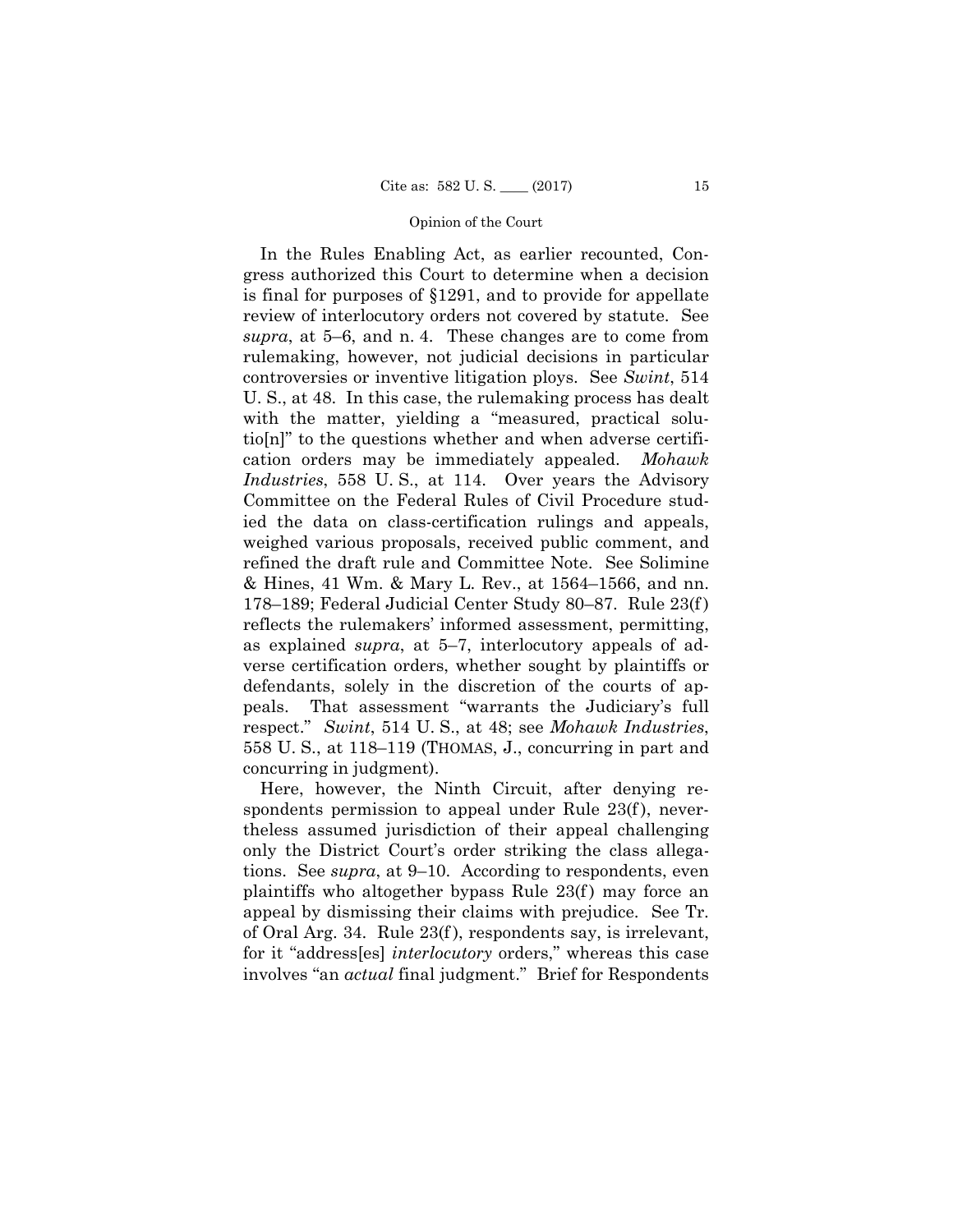In the Rules Enabling Act, as earlier recounted, Congress authorized this Court to determine when a decision is final for purposes of §1291, and to provide for appellate review of interlocutory orders not covered by statute. See *supra*, at 5–6, and n. 4. These changes are to come from rulemaking, however, not judicial decisions in particular controversies or inventive litigation ploys. See *Swint*, 514 U. S., at 48. In this case, the rulemaking process has dealt with the matter, yielding a "measured, practical solutio[n]" to the questions whether and when adverse certification orders may be immediately appealed. *Mohawk Industries*, 558 U. S., at 114. Over years the Advisory Committee on the Federal Rules of Civil Procedure studied the data on class-certification rulings and appeals, weighed various proposals, received public comment, and refined the draft rule and Committee Note. See Solimine & Hines, 41 Wm. & Mary L. Rev., at 1564–1566, and nn. 178–189; Federal Judicial Center Study 80–87. Rule 23(f) reflects the rulemakers' informed assessment, permitting, as explained *supra*, at 5–7, interlocutory appeals of adverse certification orders, whether sought by plaintiffs or defendants, solely in the discretion of the courts of appeals. That assessment "warrants the Judiciary's full respect." *Swint*, 514 U. S., at 48; see *Mohawk Industries*, 558 U. S., at 118–119 (THOMAS, J., concurring in part and concurring in judgment).

Here, however, the Ninth Circuit, after denying respondents permission to appeal under Rule 23(f), nevertheless assumed jurisdiction of their appeal challenging only the District Court's order striking the class allegations. See *supra*, at 9–10. According to respondents, even plaintiffs who altogether bypass Rule 23(f) may force an appeal by dismissing their claims with prejudice. See Tr. of Oral Arg. 34. Rule 23(f), respondents say, is irrelevant, for it "address[es] *interlocutory* orders," whereas this case involves "an *actual* final judgment." Brief for Respondents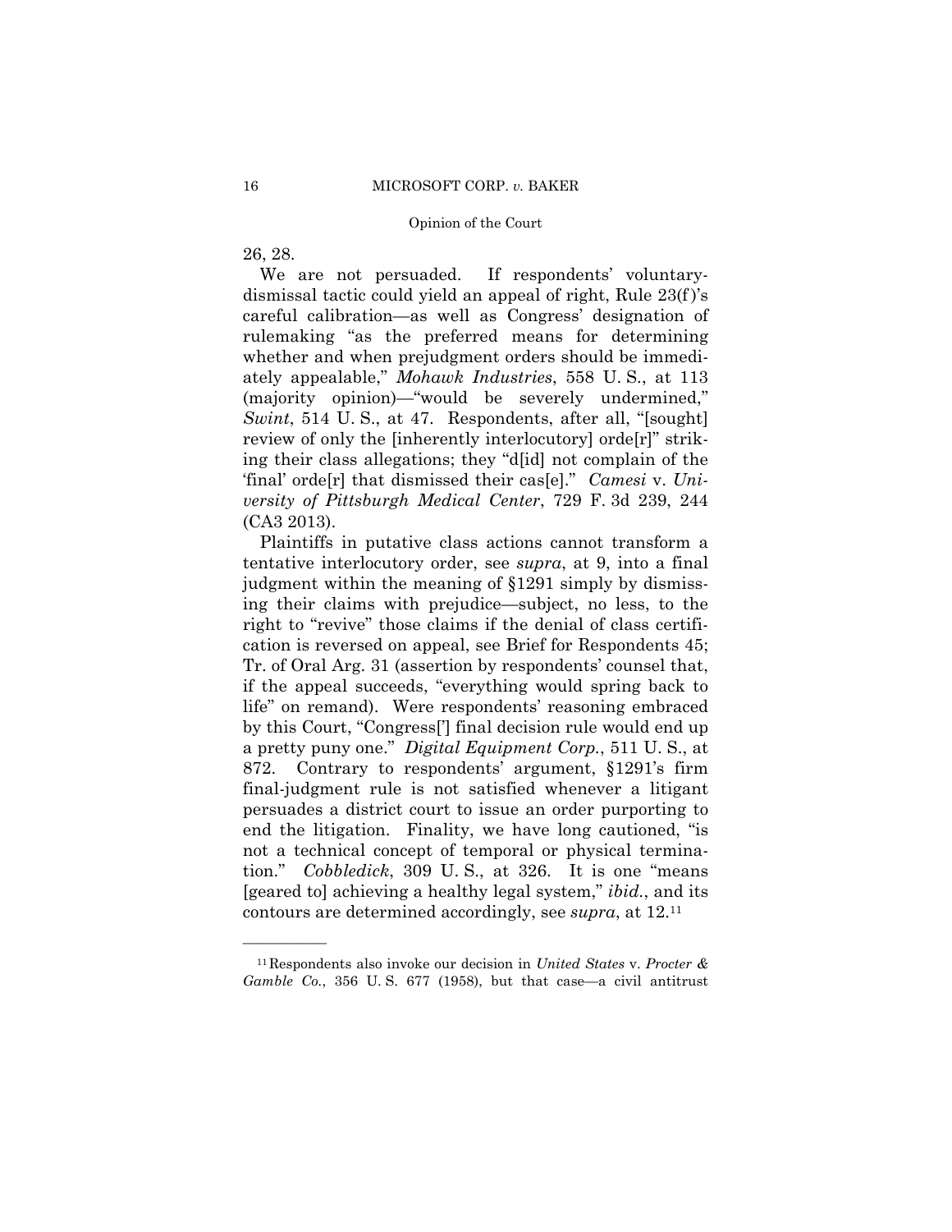26, 28.

We are not persuaded. If respondents' voluntary-dismissal tactic could yield an appeal of right, Rule 23(f)'s careful calibration—as well as Congress' designation of rulemaking "as the preferred means for determining whether and when prejudgment orders should be immediately appealable," *Mohawk Industries*, 558 U. S., at 113 (majority opinion)—"would be severely undermined," *Swint*, 514 U. S., at 47. Respondents, after all, "[sought] review of only the [inherently interlocutory] orde[r]" striking their class allegations; they "d[id] not complain of the 'final' orde[r] that dismissed their cas[e]." *Camesi* v. *University of Pittsburgh Medical Center*, 729 F. 3d 239, 244 (CA3 2013).

Plaintiffs in putative class actions cannot transform a tentative interlocutory order, see *supra*, at 9, into a final judgment within the meaning of §1291 simply by dismissing their claims with prejudice—subject, no less, to the right to "revive" those claims if the denial of class certification is reversed on appeal, see Brief for Respondents 45; Tr. of Oral Arg. 31 (assertion by respondents' counsel that, if the appeal succeeds, "everything would spring back to life" on remand). Were respondents' reasoning embraced by this Court, "Congress['] final decision rule would end up a pretty puny one." *Digital Equipment Corp.*, 511 U. S., at 872. Contrary to respondents' argument, §1291's firm final-judgment rule is not satisfied whenever a litigant persuades a district court to issue an order purporting to end the litigation. Finality, we have long cautioned, "is not a technical concept of temporal or physical termination." *Cobbledick*, 309 U. S., at 326. It is one "means [geared to] achieving a healthy legal system," *ibid.*, and its contours are determined accordingly, see *supra*, at 12.[11]

---

[11] Respondents also invoke our decision in *United States* v. *Procter & Gamble Co.*, 356 U. S. 677 (1958), but that case—a civil antitrust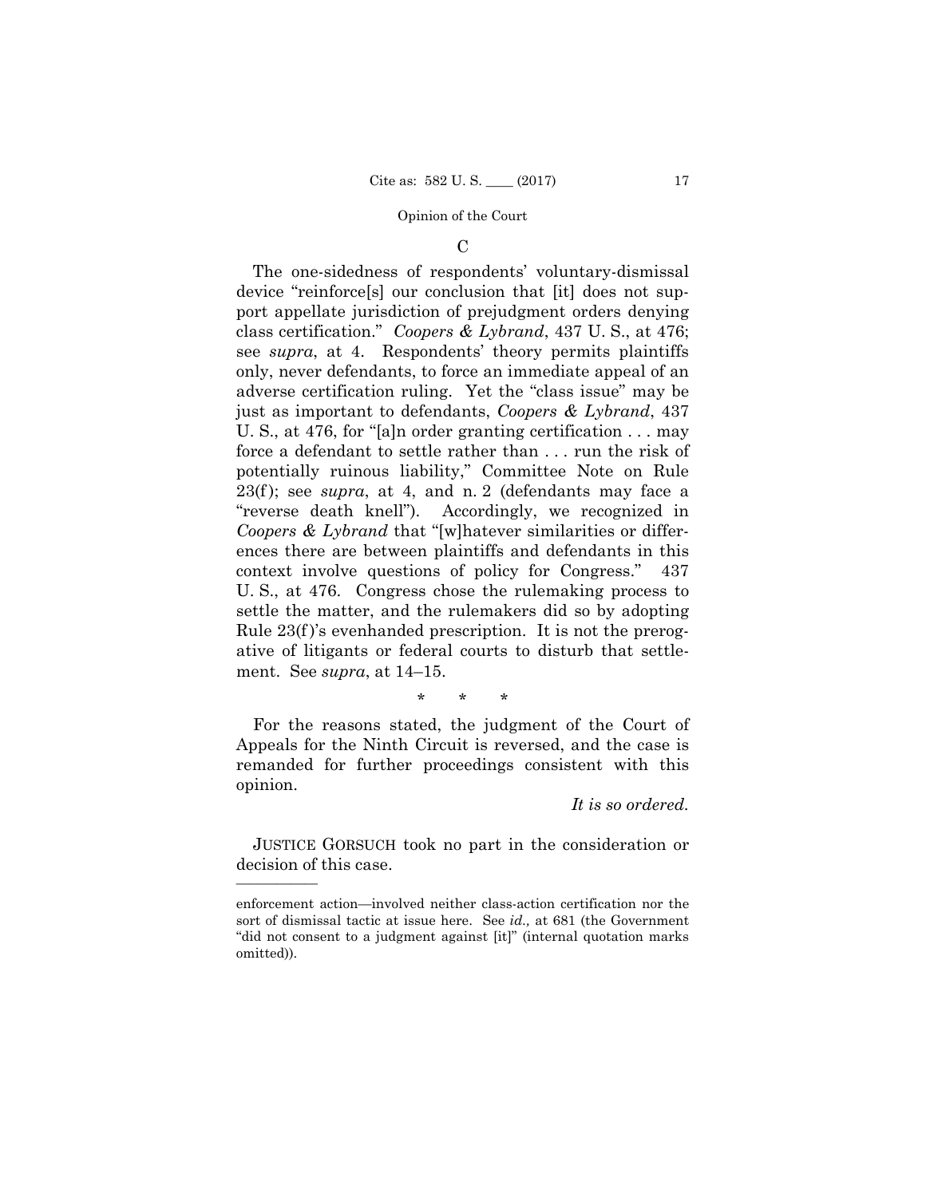C

The one-sidedness of respondents' voluntary-dismissal device "reinforce[s] our conclusion that [it] does not support appellate jurisdiction of prejudgment orders denying class certification." *Coopers & Lybrand*, 437 U. S., at 476; see *supra*, at 4. Respondents' theory permits plaintiffs only, never defendants, to force an immediate appeal of an adverse certification ruling. Yet the "class issue" may be just as important to defendants, *Coopers & Lybrand*, 437 U. S., at 476, for "[a]n order granting certification . . . may force a defendant to settle rather than . . . run the risk of potentially ruinous liability," Committee Note on Rule 23(f); see *supra*, at 4, and n. 2 (defendants may face a "reverse death knell"). Accordingly, we recognized in *Coopers & Lybrand* that "[w]hatever similarities or differences there are between plaintiffs and defendants in this context involve questions of policy for Congress." 437 U. S., at 476. Congress chose the rulemaking process to settle the matter, and the rulemakers did so by adopting Rule 23(f)'s evenhanded prescription. It is not the prerogative of litigants or federal courts to disturb that settlement. See *supra*, at 14–15.

\* \* \*

For the reasons stated, the judgment of the Court of Appeals for the Ninth Circuit is reversed, and the case is remanded for further proceedings consistent with this opinion.

*It is so ordered.*

JUSTICE GORSUCH took no part in the consideration or decision of this case.

---

enforcement action—involved neither class-action certification nor the sort of dismissal tactic at issue here. See *id.,* at 681 (the Government "did not consent to a judgment against [it]" (internal quotation marks omitted)).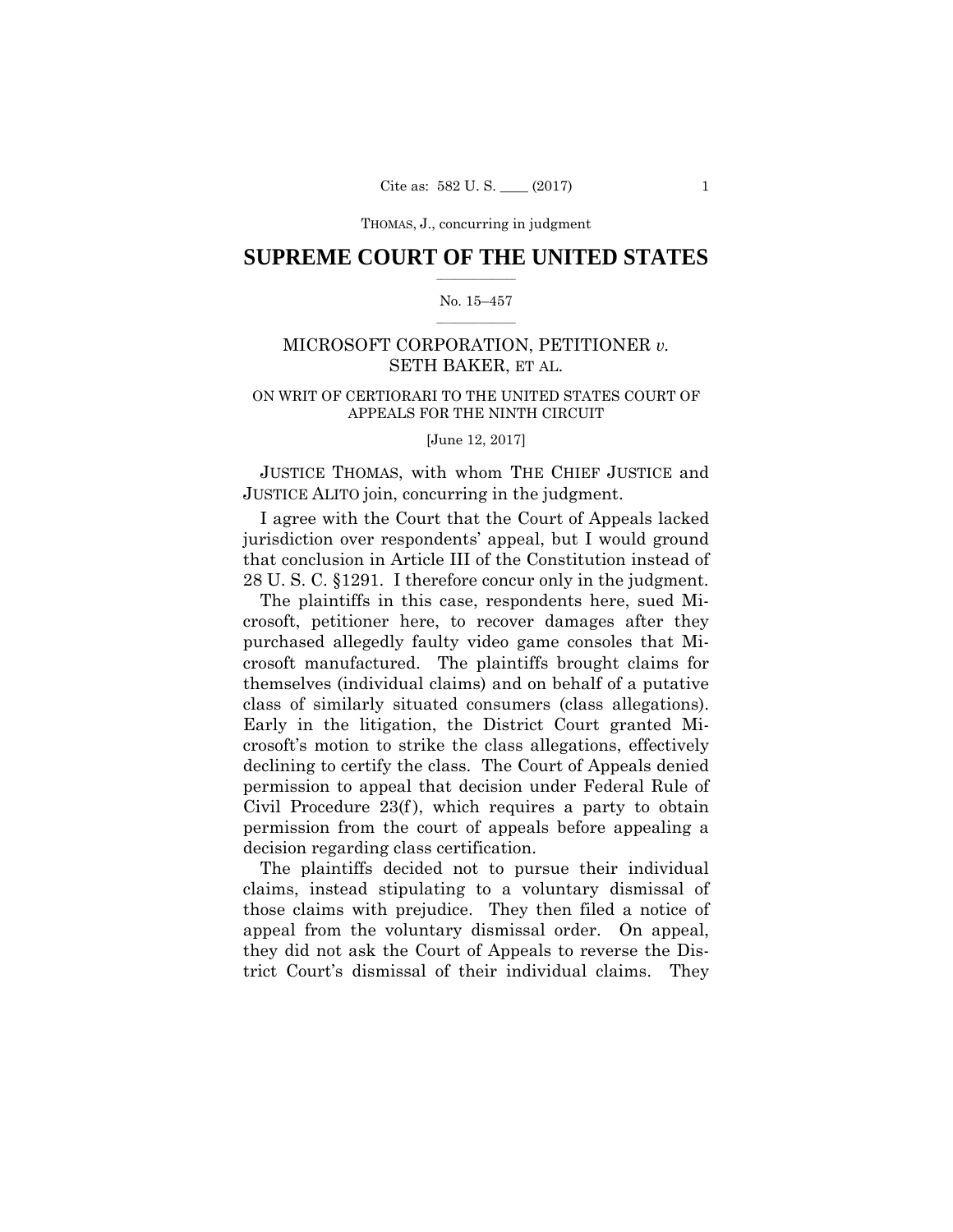# SUPREME COURT OF THE UNITED STATES

No. 15–457

MICROSOFT CORPORATION, PETITIONER *v.* SETH BAKER, ET AL.

ON WRIT OF CERTIORARI TO THE UNITED STATES COURT OF APPEALS FOR THE NINTH CIRCUIT

[June 12, 2017]

JUSTICE THOMAS, with whom THE CHIEF JUSTICE and JUSTICE ALITO join, concurring in the judgment.

I agree with the Court that the Court of Appeals lacked jurisdiction over respondents' appeal, but I would ground that conclusion in Article III of the Constitution instead of 28 U. S. C. §1291. I therefore concur only in the judgment.

The plaintiffs in this case, respondents here, sued Microsoft, petitioner here, to recover damages after they purchased allegedly faulty video game consoles that Microsoft manufactured. The plaintiffs brought claims for themselves (individual claims) and on behalf of a putative class of similarly situated consumers (class allegations). Early in the litigation, the District Court granted Microsoft's motion to strike the class allegations, effectively declining to certify the class. The Court of Appeals denied permission to appeal that decision under Federal Rule of Civil Procedure 23(f), which requires a party to obtain permission from the court of appeals before appealing a decision regarding class certification.

The plaintiffs decided not to pursue their individual claims, instead stipulating to a voluntary dismissal of those claims with prejudice. They then filed a notice of appeal from the voluntary dismissal order. On appeal, they did not ask the Court of Appeals to reverse the District Court's dismissal of their individual claims. They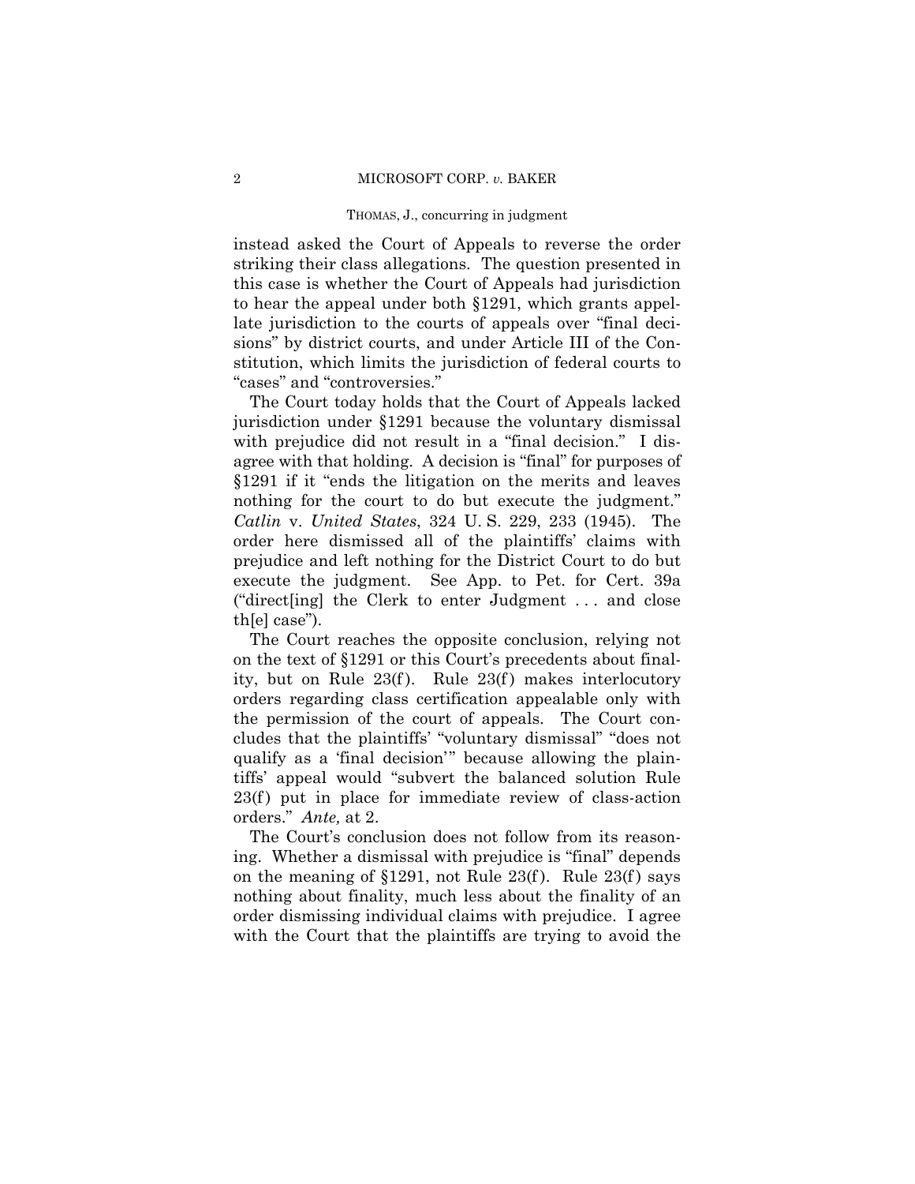instead asked the Court of Appeals to reverse the order striking their class allegations. The question presented in this case is whether the Court of Appeals had jurisdiction to hear the appeal under both §1291, which grants appellate jurisdiction to the courts of appeals over "final decisions" by district courts, and under Article III of the Constitution, which limits the jurisdiction of federal courts to "cases" and "controversies."

The Court today holds that the Court of Appeals lacked jurisdiction under §1291 because the voluntary dismissal with prejudice did not result in a "final decision." I disagree with that holding. A decision is "final" for purposes of §1291 if it "ends the litigation on the merits and leaves nothing for the court to do but execute the judgment." *Catlin* v. *United States*, 324 U. S. 229, 233 (1945). The order here dismissed all of the plaintiffs' claims with prejudice and left nothing for the District Court to do but execute the judgment. See App. to Pet. for Cert. 39a ("direct[ing] the Clerk to enter Judgment . . . and close th[e] case").

The Court reaches the opposite conclusion, relying not on the text of §1291 or this Court's precedents about finality, but on Rule 23(f). Rule 23(f) makes interlocutory orders regarding class certification appealable only with the permission of the court of appeals. The Court concludes that the plaintiffs' "voluntary dismissal" "does not qualify as a 'final decision'" because allowing the plaintiffs' appeal would "subvert the balanced solution Rule 23(f) put in place for immediate review of class-action orders." *Ante,* at 2.

The Court's conclusion does not follow from its reasoning. Whether a dismissal with prejudice is "final" depends on the meaning of §1291, not Rule 23(f). Rule 23(f) says nothing about finality, much less about the finality of an order dismissing individual claims with prejudice. I agree with the Court that the plaintiffs are trying to avoid the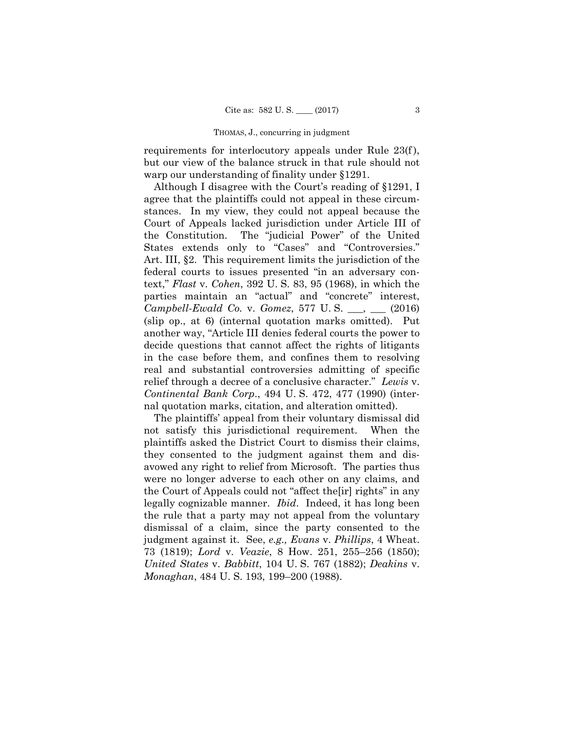requirements for interlocutory appeals under Rule 23(f), but our view of the balance struck in that rule should not warp our understanding of finality under §1291.

Although I disagree with the Court's reading of §1291, I agree that the plaintiffs could not appeal in these circumstances. In my view, they could not appeal because the Court of Appeals lacked jurisdiction under Article III of the Constitution. The "judicial Power" of the United States extends only to "Cases" and "Controversies." Art. III, §2. This requirement limits the jurisdiction of the federal courts to issues presented "in an adversary context," *Flast* v. *Cohen*, 392 U. S. 83, 95 (1968), in which the parties maintain an "actual" and "concrete" interest, *Campbell-Ewald Co.* v. *Gomez*, 577 U. S. ___, ___ (2016) (slip op., at 6) (internal quotation marks omitted). Put another way, "Article III denies federal courts the power to decide questions that cannot affect the rights of litigants in the case before them, and confines them to resolving real and substantial controversies admitting of specific relief through a decree of a conclusive character." *Lewis* v. *Continental Bank Corp.*, 494 U. S. 472, 477 (1990) (internal quotation marks, citation, and alteration omitted).

The plaintiffs' appeal from their voluntary dismissal did not satisfy this jurisdictional requirement. When the plaintiffs asked the District Court to dismiss their claims, they consented to the judgment against them and disavowed any right to relief from Microsoft. The parties thus were no longer adverse to each other on any claims, and the Court of Appeals could not "affect the[ir] rights" in any legally cognizable manner. *Ibid*. Indeed, it has long been the rule that a party may not appeal from the voluntary dismissal of a claim, since the party consented to the judgment against it. See, *e.g., Evans* v. *Phillips*, 4 Wheat. 73 (1819); *Lord* v. *Veazie*, 8 How. 251, 255–256 (1850); *United States* v. *Babbitt*, 104 U. S. 767 (1882); *Deakins* v. *Monaghan*, 484 U. S. 193, 199–200 (1988).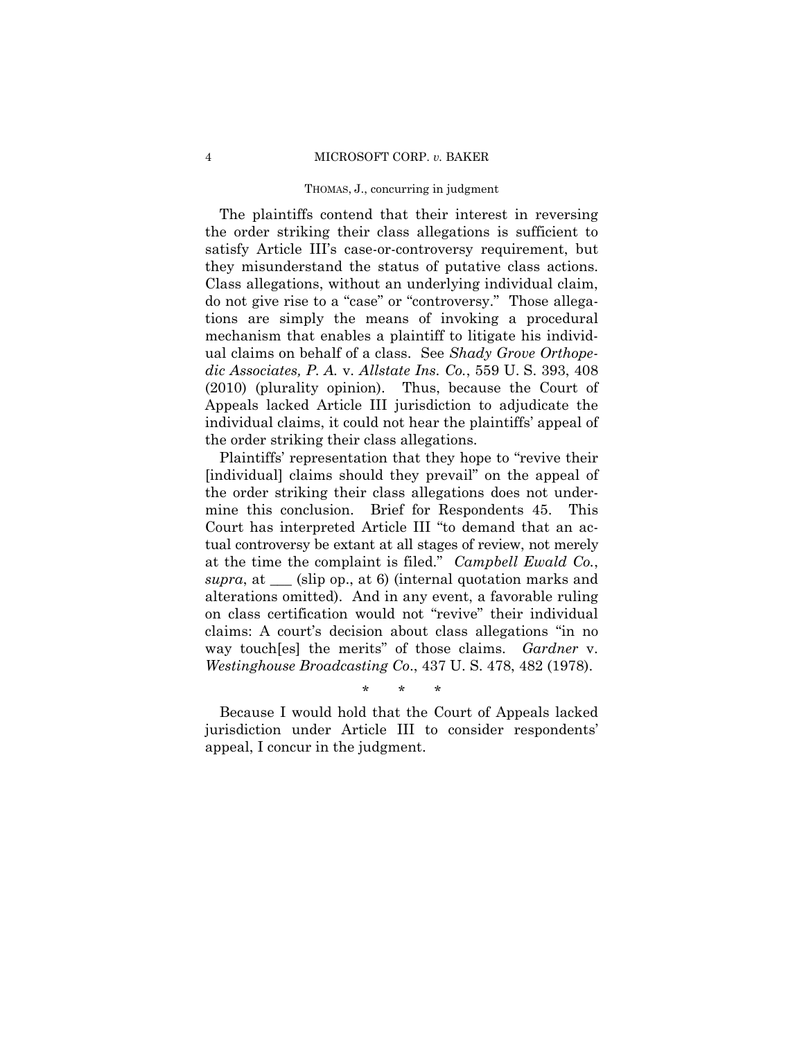The plaintiffs contend that their interest in reversing the order striking their class allegations is sufficient to satisfy Article III's case-or-controversy requirement, but they misunderstand the status of putative class actions. Class allegations, without an underlying individual claim, do not give rise to a "case" or "controversy." Those allegations are simply the means of invoking a procedural mechanism that enables a plaintiff to litigate his individual claims on behalf of a class. See *Shady Grove Orthopedic Associates, P. A.* v. *Allstate Ins. Co.*, 559 U. S. 393, 408 (2010) (plurality opinion). Thus, because the Court of Appeals lacked Article III jurisdiction to adjudicate the individual claims, it could not hear the plaintiffs' appeal of the order striking their class allegations.

Plaintiffs' representation that they hope to "revive their [individual] claims should they prevail" on the appeal of the order striking their class allegations does not undermine this conclusion. Brief for Respondents 45. This Court has interpreted Article III "to demand that an actual controversy be extant at all stages of review, not merely at the time the complaint is filed." *Campbell Ewald Co.*, *supra*, at ___ (slip op., at 6) (internal quotation marks and alterations omitted). And in any event, a favorable ruling on class certification would not "revive" their individual claims: A court's decision about class allegations "in no way touch[es] the merits" of those claims. *Gardner* v. *Westinghouse Broadcasting Co.*, 437 U. S. 478, 482 (1978).

\* \* \*

Because I would hold that the Court of Appeals lacked jurisdiction under Article III to consider respondents' appeal, I concur in the judgment.